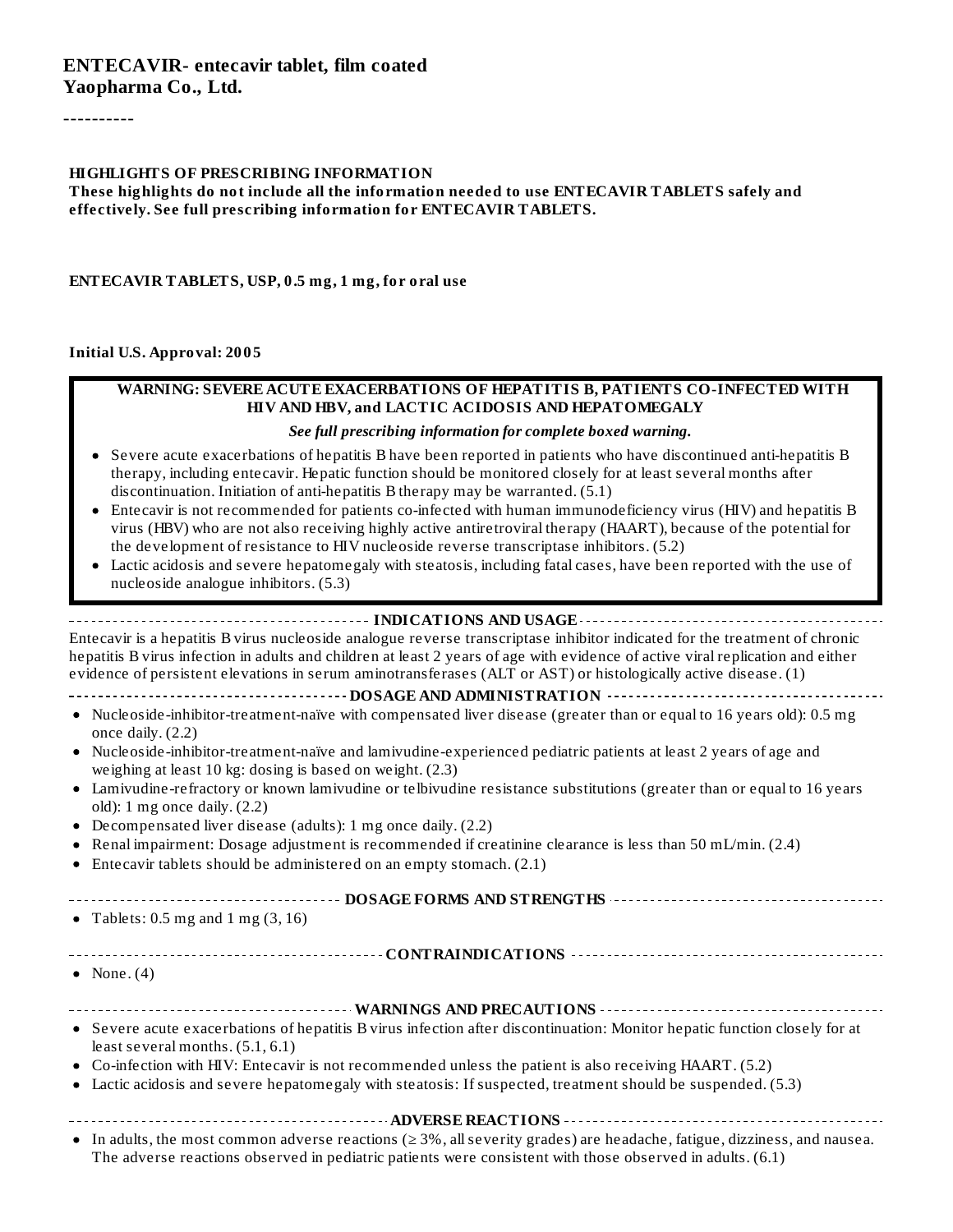**ENTECAVIR- entecavir tablet, film coated**
**Yaopharma Co., Ltd.**

----------

**HIGHLIGHTS OF PRESCRIBING INFORMATION**
**These highlights do not include all the information needed to use ENTECAVIR TABLETS safely and effectively. See full prescribing information for ENTECAVIR TABLETS.**

**ENTECAVIR TABLETS, USP, 0.5 mg, 1 mg, for oral use**

**Initial U.S. Approval: 2005**

**WARNING: SEVERE ACUTE EXACERBATIONS OF HEPATITIS B, PATIENTS CO-INFECTED WITH HIV AND HBV, and LACTIC ACIDOSIS AND HEPATOMEGALY**

***See full prescribing information for complete boxed warning.***

- Severe acute exacerbations of hepatitis B have been reported in patients who have discontinued anti-hepatitis B therapy, including entecavir. Hepatic function should be monitored closely for at least several months after discontinuation. Initiation of anti-hepatitis B therapy may be warranted. (5.1)
- Entecavir is not recommended for patients co-infected with human immunodeficiency virus (HIV) and hepatitis B virus (HBV) who are not also receiving highly active antiretroviral therapy (HAART), because of the potential for the development of resistance to HIV nucleoside reverse transcriptase inhibitors. (5.2)
- Lactic acidosis and severe hepatomegaly with steatosis, including fatal cases, have been reported with the use of nucleoside analogue inhibitors. (5.3)

**INDICATIONS AND USAGE**

Entecavir is a hepatitis B virus nucleoside analogue reverse transcriptase inhibitor indicated for the treatment of chronic hepatitis B virus infection in adults and children at least 2 years of age with evidence of active viral replication and either evidence of persistent elevations in serum aminotransferases (ALT or AST) or histologically active disease. (1)

**DOSAGE AND ADMINISTRATION**

- Nucleoside-inhibitor-treatment-naïve with compensated liver disease (greater than or equal to 16 years old): 0.5 mg once daily. (2.2)
- Nucleoside-inhibitor-treatment-naïve and lamivudine-experienced pediatric patients at least 2 years of age and weighing at least 10 kg: dosing is based on weight. (2.3)
- Lamivudine-refractory or known lamivudine or telbivudine resistance substitutions (greater than or equal to 16 years old): 1 mg once daily. (2.2)
- Decompensated liver disease (adults): 1 mg once daily. (2.2)
- Renal impairment: Dosage adjustment is recommended if creatinine clearance is less than 50 mL/min. (2.4)
- Entecavir tablets should be administered on an empty stomach. (2.1)

**DOSAGE FORMS AND STRENGTHS**

- Tablets: 0.5 mg and 1 mg (3, 16)

**CONTRAINDICATIONS**

- None. (4)

**WARNINGS AND PRECAUTIONS**

- Severe acute exacerbations of hepatitis B virus infection after discontinuation: Monitor hepatic function closely for at least several months. (5.1, 6.1)
- Co-infection with HIV: Entecavir is not recommended unless the patient is also receiving HAART. (5.2)
- Lactic acidosis and severe hepatomegaly with steatosis: If suspected, treatment should be suspended. (5.3)

**ADVERSE REACTIONS**

- In adults, the most common adverse reactions (≥ 3%, all severity grades) are headache, fatigue, dizziness, and nausea. The adverse reactions observed in pediatric patients were consistent with those observed in adults. (6.1)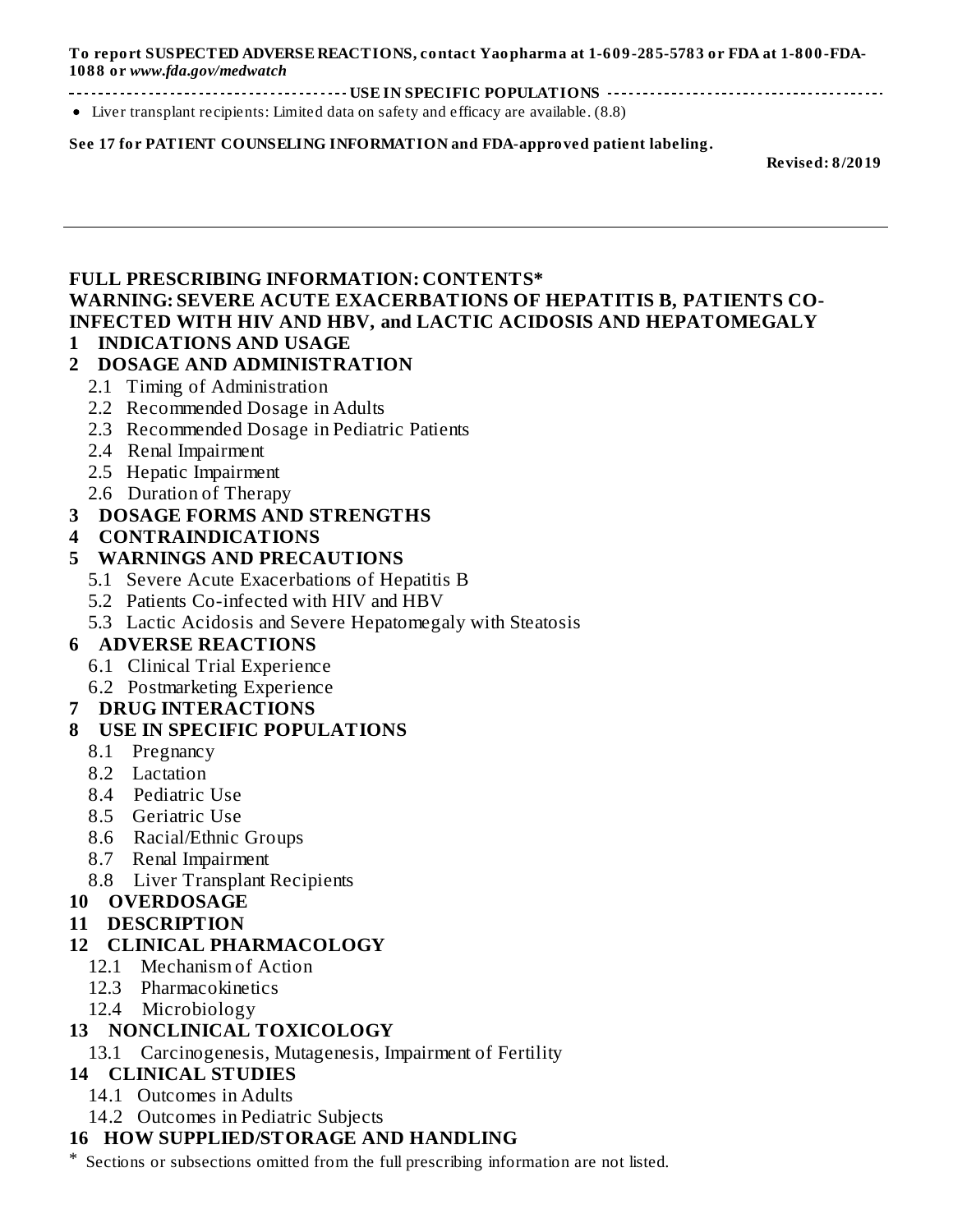**To report SUSPECTED ADVERSE REACTIONS, contact Yaopharma at 1-609-285-5783 or FDA at 1-800-FDA-1088 or *www.fda.gov/medwatch***

**USE IN SPECIFIC POPULATIONS**

- Liver transplant recipients: Limited data on safety and efficacy are available. (8.8)

**See 17 for PATIENT COUNSELING INFORMATION and FDA-approved patient labeling.**

**Revised: 8/2019**

---

**FULL PRESCRIBING INFORMATION: CONTENTS***

**WARNING: SEVERE ACUTE EXACERBATIONS OF HEPATITIS B, PATIENTS CO-INFECTED WITH HIV AND HBV, and LACTIC ACIDOSIS AND HEPATOMEGALY**

**1 INDICATIONS AND USAGE**

**2 DOSAGE AND ADMINISTRATION**
- 2.1 Timing of Administration
- 2.2 Recommended Dosage in Adults
- 2.3 Recommended Dosage in Pediatric Patients
- 2.4 Renal Impairment
- 2.5 Hepatic Impairment
- 2.6 Duration of Therapy

**3 DOSAGE FORMS AND STRENGTHS**

**4 CONTRAINDICATIONS**

**5 WARNINGS AND PRECAUTIONS**
- 5.1 Severe Acute Exacerbations of Hepatitis B
- 5.2 Patients Co-infected with HIV and HBV
- 5.3 Lactic Acidosis and Severe Hepatomegaly with Steatosis

**6 ADVERSE REACTIONS**
- 6.1 Clinical Trial Experience
- 6.2 Postmarketing Experience

**7 DRUG INTERACTIONS**

**8 USE IN SPECIFIC POPULATIONS**
- 8.1 Pregnancy
- 8.2 Lactation
- 8.4 Pediatric Use
- 8.5 Geriatric Use
- 8.6 Racial/Ethnic Groups
- 8.7 Renal Impairment
- 8.8 Liver Transplant Recipients

**10 OVERDOSAGE**

**11 DESCRIPTION**

**12 CLINICAL PHARMACOLOGY**
- 12.1 Mechanism of Action
- 12.3 Pharmacokinetics
- 12.4 Microbiology

**13 NONCLINICAL TOXICOLOGY**
- 13.1 Carcinogenesis, Mutagenesis, Impairment of Fertility

**14 CLINICAL STUDIES**
- 14.1 Outcomes in Adults
- 14.2 Outcomes in Pediatric Subjects

**16 HOW SUPPLIED/STORAGE AND HANDLING**

* Sections or subsections omitted from the full prescribing information are not listed.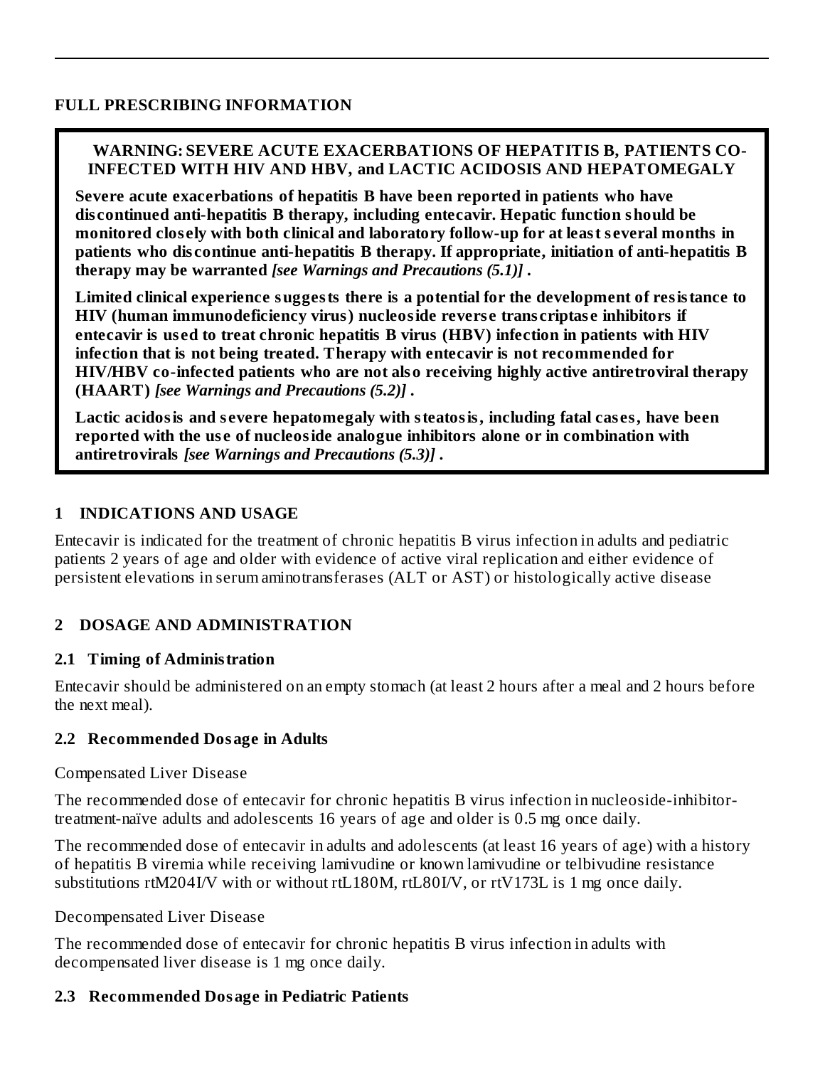# FULL PRESCRIBING INFORMATION

**WARNING: SEVERE ACUTE EXACERBATIONS OF HEPATITIS B, PATIENTS CO-INFECTED WITH HIV AND HBV, and LACTIC ACIDOSIS AND HEPATOMEGALY**

**Severe acute exacerbations of hepatitis B have been reported in patients who have discontinued anti-hepatitis B therapy, including entecavir. Hepatic function should be monitored closely with both clinical and laboratory follow-up for at least several months in patients who discontinue anti-hepatitis B therapy. If appropriate, initiation of anti-hepatitis B therapy may be warranted *[see Warnings and Precautions (5.1)]*.**

**Limited clinical experience suggests there is a potential for the development of resistance to HIV (human immunodeficiency virus) nucleoside reverse transcriptase inhibitors if entecavir is used to treat chronic hepatitis B virus (HBV) infection in patients with HIV infection that is not being treated. Therapy with entecavir is not recommended for HIV/HBV co-infected patients who are not also receiving highly active antiretroviral therapy (HAART) *[see Warnings and Precautions (5.2)]*.**

**Lactic acidosis and severe hepatomegaly with steatosis, including fatal cases, have been reported with the use of nucleoside analogue inhibitors alone or in combination with antiretrovirals *[see Warnings and Precautions (5.3)]*.**

## 1 INDICATIONS AND USAGE

Entecavir is indicated for the treatment of chronic hepatitis B virus infection in adults and pediatric patients 2 years of age and older with evidence of active viral replication and either evidence of persistent elevations in serum aminotransferases (ALT or AST) or histologically active disease

## 2 DOSAGE AND ADMINISTRATION

### 2.1 Timing of Administration

Entecavir should be administered on an empty stomach (at least 2 hours after a meal and 2 hours before the next meal).

### 2.2 Recommended Dosage in Adults

Compensated Liver Disease

The recommended dose of entecavir for chronic hepatitis B virus infection in nucleoside-inhibitor-treatment-naïve adults and adolescents 16 years of age and older is 0.5 mg once daily.

The recommended dose of entecavir in adults and adolescents (at least 16 years of age) with a history of hepatitis B viremia while receiving lamivudine or known lamivudine or telbivudine resistance substitutions rtM204I/V with or without rtL180M, rtL80I/V, or rtV173L is 1 mg once daily.

Decompensated Liver Disease

The recommended dose of entecavir for chronic hepatitis B virus infection in adults with decompensated liver disease is 1 mg once daily.

### 2.3 Recommended Dosage in Pediatric Patients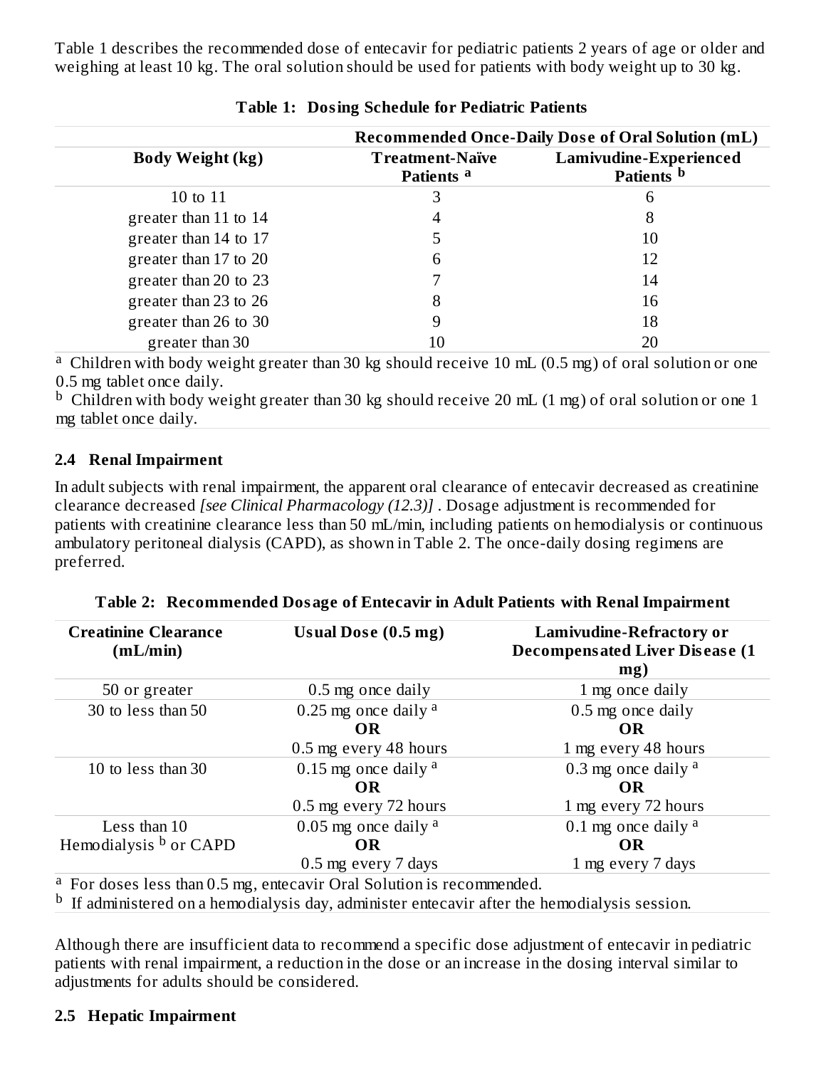Table 1 describes the recommended dose of entecavir for pediatric patients 2 years of age or older and weighing at least 10 kg. The oral solution should be used for patients with body weight up to 30 kg.

**Table 1: Dosing Schedule for Pediatric Patients**

| Body Weight (kg) | Recommended Once-Daily Dose of Oral Solution (mL) | |
|---|---|---|
| | Treatment-Naïve Patients [a] | Lamivudine-Experienced Patients [b] |
| 10 to 11 | 3 | 6 |
| greater than 11 to 14 | 4 | 8 |
| greater than 14 to 17 | 5 | 10 |
| greater than 17 to 20 | 6 | 12 |
| greater than 20 to 23 | 7 | 14 |
| greater than 23 to 26 | 8 | 16 |
| greater than 26 to 30 | 9 | 18 |
| greater than 30 | 10 | 20 |

[a] Children with body weight greater than 30 kg should receive 10 mL (0.5 mg) of oral solution or one 0.5 mg tablet once daily.

[b] Children with body weight greater than 30 kg should receive 20 mL (1 mg) of oral solution or one 1 mg tablet once daily.

## 2.4 Renal Impairment

In adult subjects with renal impairment, the apparent oral clearance of entecavir decreased as creatinine clearance decreased *[see Clinical Pharmacology (12.3)]* . Dosage adjustment is recommended for patients with creatinine clearance less than 50 mL/min, including patients on hemodialysis or continuous ambulatory peritoneal dialysis (CAPD), as shown in Table 2. The once-daily dosing regimens are preferred.

**Table 2: Recommended Dosage of Entecavir in Adult Patients with Renal Impairment**

| Creatinine Clearance (mL/min) | Usual Dose (0.5 mg) | Lamivudine-Refractory or Decompensated Liver Disease (1 mg) |
|---|---|---|
| 50 or greater | 0.5 mg once daily | 1 mg once daily |
| 30 to less than 50 | 0.25 mg once daily [a] **OR** 0.5 mg every 48 hours | 0.5 mg once daily **OR** 1 mg every 48 hours |
| 10 to less than 30 | 0.15 mg once daily [a] **OR** 0.5 mg every 72 hours | 0.3 mg once daily [a] **OR** 1 mg every 72 hours |
| Less than 10 Hemodialysis [b] or CAPD | 0.05 mg once daily [a] **OR** 0.5 mg every 7 days | 0.1 mg once daily [a] **OR** 1 mg every 7 days |

[a] For doses less than 0.5 mg, entecavir Oral Solution is recommended.

[b] If administered on a hemodialysis day, administer entecavir after the hemodialysis session.

Although there are insufficient data to recommend a specific dose adjustment of entecavir in pediatric patients with renal impairment, a reduction in the dose or an increase in the dosing interval similar to adjustments for adults should be considered.

## 2.5 Hepatic Impairment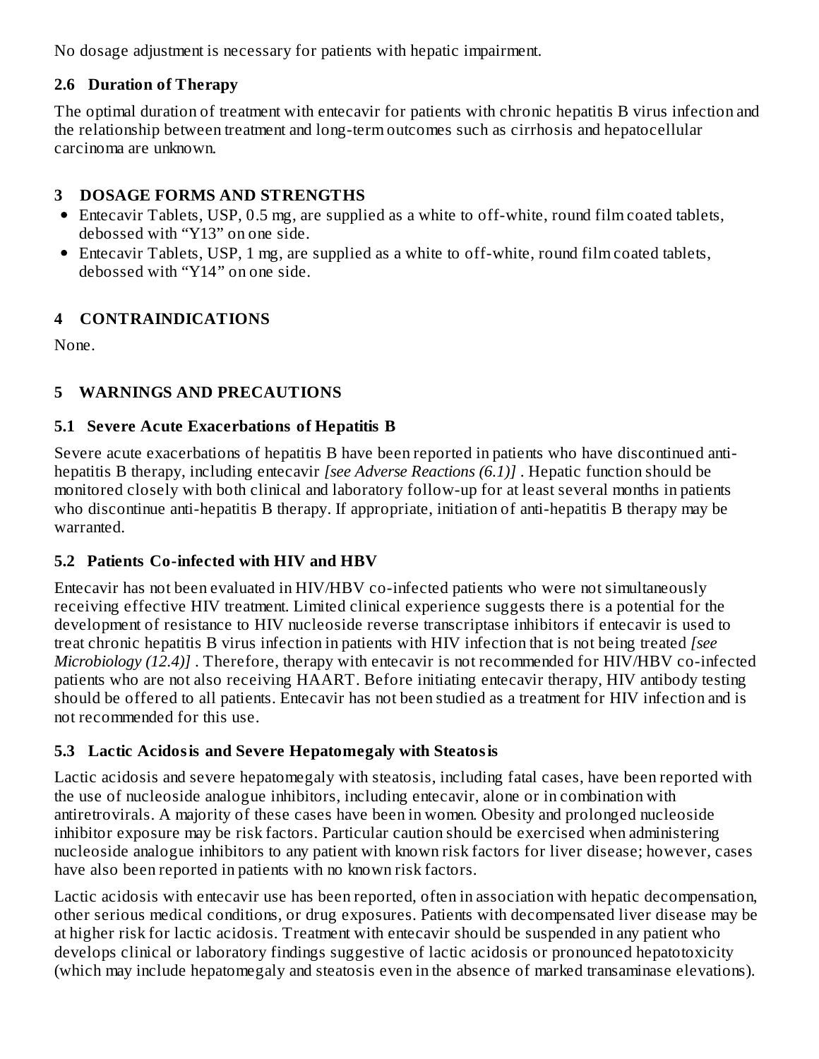No dosage adjustment is necessary for patients with hepatic impairment.

### 2.6 Duration of Therapy

The optimal duration of treatment with entecavir for patients with chronic hepatitis B virus infection and the relationship between treatment and long-term outcomes such as cirrhosis and hepatocellular carcinoma are unknown.

## 3 DOSAGE FORMS AND STRENGTHS

- Entecavir Tablets, USP, 0.5 mg, are supplied as a white to off-white, round film coated tablets, debossed with "Y13" on one side.
- Entecavir Tablets, USP, 1 mg, are supplied as a white to off-white, round film coated tablets, debossed with "Y14" on one side.

## 4 CONTRAINDICATIONS

None.

## 5 WARNINGS AND PRECAUTIONS

### 5.1 Severe Acute Exacerbations of Hepatitis B

Severe acute exacerbations of hepatitis B have been reported in patients who have discontinued anti-hepatitis B therapy, including entecavir *[see Adverse Reactions (6.1)]* . Hepatic function should be monitored closely with both clinical and laboratory follow-up for at least several months in patients who discontinue anti-hepatitis B therapy. If appropriate, initiation of anti-hepatitis B therapy may be warranted.

### 5.2 Patients Co-infected with HIV and HBV

Entecavir has not been evaluated in HIV/HBV co-infected patients who were not simultaneously receiving effective HIV treatment. Limited clinical experience suggests there is a potential for the development of resistance to HIV nucleoside reverse transcriptase inhibitors if entecavir is used to treat chronic hepatitis B virus infection in patients with HIV infection that is not being treated *[see Microbiology (12.4)]* . Therefore, therapy with entecavir is not recommended for HIV/HBV co-infected patients who are not also receiving HAART. Before initiating entecavir therapy, HIV antibody testing should be offered to all patients. Entecavir has not been studied as a treatment for HIV infection and is not recommended for this use.

### 5.3 Lactic Acidosis and Severe Hepatomegaly with Steatosis

Lactic acidosis and severe hepatomegaly with steatosis, including fatal cases, have been reported with the use of nucleoside analogue inhibitors, including entecavir, alone or in combination with antiretrovirals. A majority of these cases have been in women. Obesity and prolonged nucleoside inhibitor exposure may be risk factors. Particular caution should be exercised when administering nucleoside analogue inhibitors to any patient with known risk factors for liver disease; however, cases have also been reported in patients with no known risk factors.

Lactic acidosis with entecavir use has been reported, often in association with hepatic decompensation, other serious medical conditions, or drug exposures. Patients with decompensated liver disease may be at higher risk for lactic acidosis. Treatment with entecavir should be suspended in any patient who develops clinical or laboratory findings suggestive of lactic acidosis or pronounced hepatotoxicity (which may include hepatomegaly and steatosis even in the absence of marked transaminase elevations).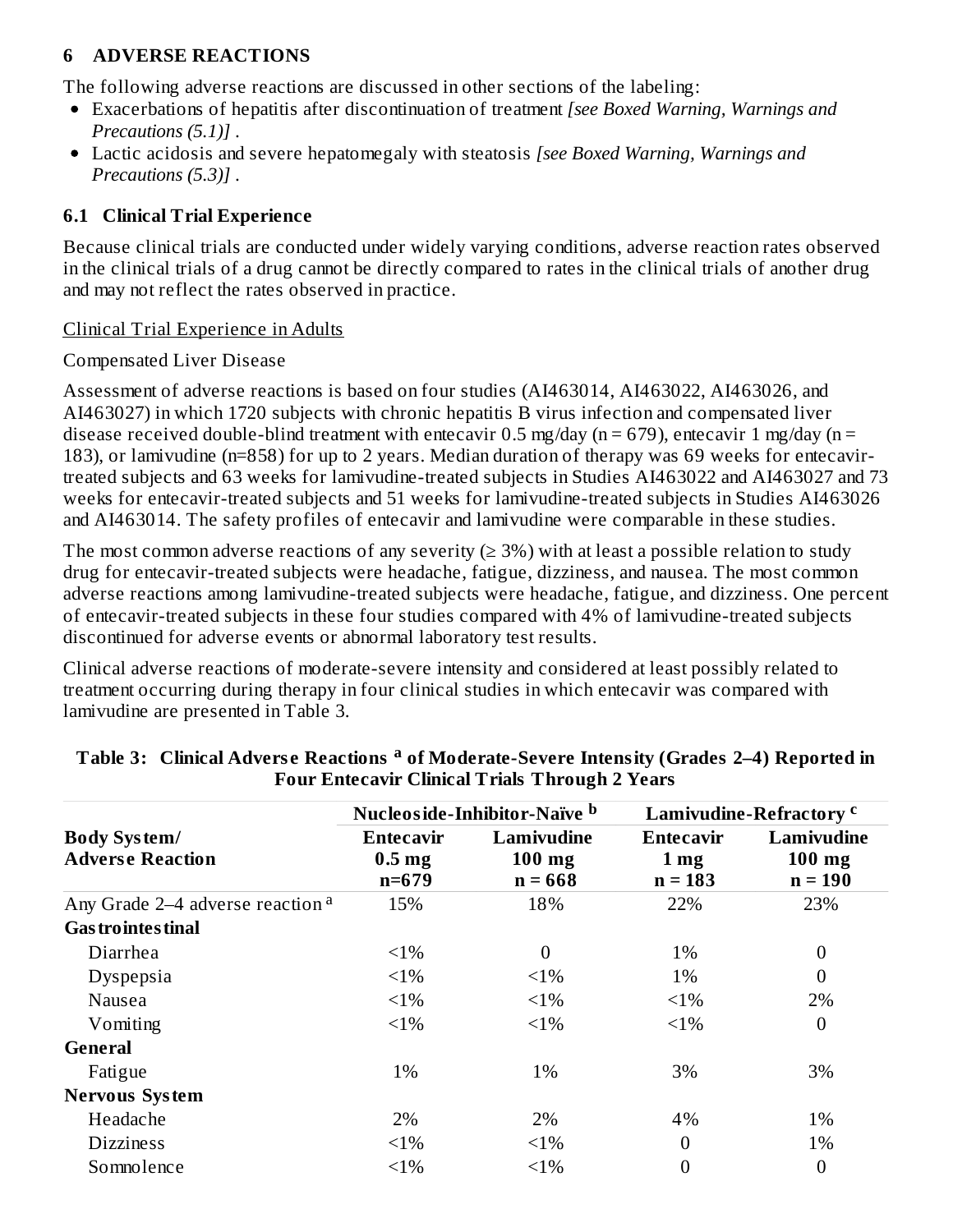## 6 ADVERSE REACTIONS

The following adverse reactions are discussed in other sections of the labeling:

- Exacerbations of hepatitis after discontinuation of treatment *[see Boxed Warning, Warnings and Precautions (5.1)]* .
- Lactic acidosis and severe hepatomegaly with steatosis *[see Boxed Warning, Warnings and Precautions (5.3)]* .

### 6.1 Clinical Trial Experience

Because clinical trials are conducted under widely varying conditions, adverse reaction rates observed in the clinical trials of a drug cannot be directly compared to rates in the clinical trials of another drug and may not reflect the rates observed in practice.

Clinical Trial Experience in Adults

Compensated Liver Disease

Assessment of adverse reactions is based on four studies (AI463014, AI463022, AI463026, and AI463027) in which 1720 subjects with chronic hepatitis B virus infection and compensated liver disease received double-blind treatment with entecavir 0.5 mg/day (n = 679), entecavir 1 mg/day (n = 183), or lamivudine (n=858) for up to 2 years. Median duration of therapy was 69 weeks for entecavir-treated subjects and 63 weeks for lamivudine-treated subjects in Studies AI463022 and AI463027 and 73 weeks for entecavir-treated subjects and 51 weeks for lamivudine-treated subjects in Studies AI463026 and AI463014. The safety profiles of entecavir and lamivudine were comparable in these studies.

The most common adverse reactions of any severity (≥ 3%) with at least a possible relation to study drug for entecavir-treated subjects were headache, fatigue, dizziness, and nausea. The most common adverse reactions among lamivudine-treated subjects were headache, fatigue, and dizziness. One percent of entecavir-treated subjects in these four studies compared with 4% of lamivudine-treated subjects discontinued for adverse events or abnormal laboratory test results.

Clinical adverse reactions of moderate-severe intensity and considered at least possibly related to treatment occurring during therapy in four clinical studies in which entecavir was compared with lamivudine are presented in Table 3.

**Table 3: Clinical Adverse Reactions [a] of Moderate-Severe Intensity (Grades 2–4) Reported in Four Entecavir Clinical Trials Through 2 Years**

| | Nucleoside-Inhibitor-Naïve [b] | | Lamivudine-Refractory [c] | |
|---|---|---|---|---|
| **Body System/ Adverse Reaction** | **Entecavir 0.5 mg n=679** | **Lamivudine 100 mg n = 668** | **Entecavir 1 mg n = 183** | **Lamivudine 100 mg n = 190** |
| Any Grade 2–4 adverse reaction [a] | 15% | 18% | 22% | 23% |
| **Gastrointestinal** | | | | |
| Diarrhea | <1% | 0 | 1% | 0 |
| Dyspepsia | <1% | <1% | 1% | 0 |
| Nausea | <1% | <1% | <1% | 2% |
| Vomiting | <1% | <1% | <1% | 0 |
| **General** | | | | |
| Fatigue | 1% | 1% | 3% | 3% |
| **Nervous System** | | | | |
| Headache | 2% | 2% | 4% | 1% |
| Dizziness | <1% | <1% | 0 | 1% |
| Somnolence | <1% | <1% | 0 | 0 |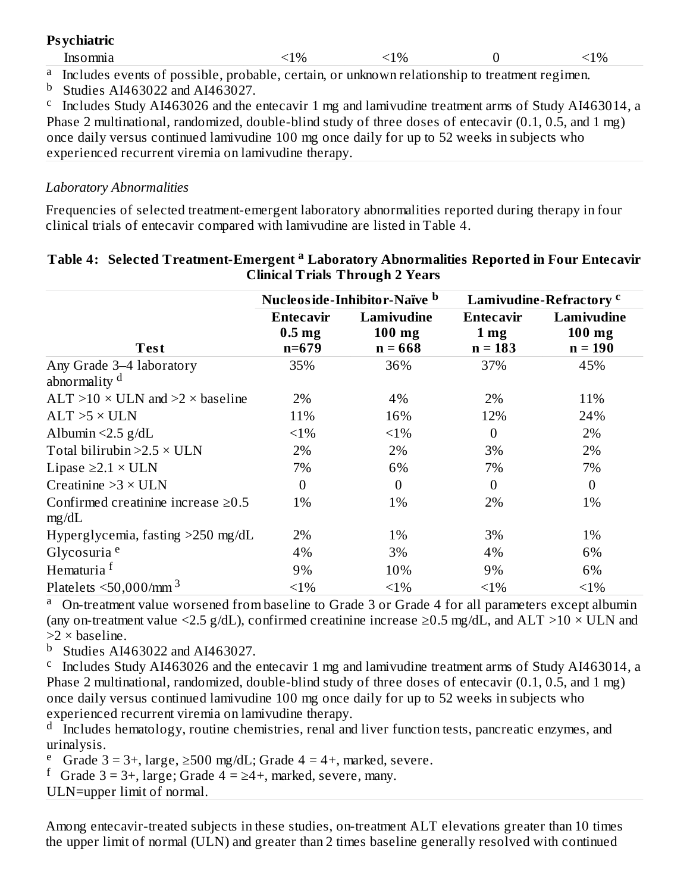| **Psychiatric** | | | | |
|---|---|---|---|---|
| Insomnia | <1% | <1% | 0 | <1% |

[a] Includes events of possible, probable, certain, or unknown relationship to treatment regimen.
[b] Studies AI463022 and AI463027.
[c] Includes Study AI463026 and the entecavir 1 mg and lamivudine treatment arms of Study AI463014, a Phase 2 multinational, randomized, double-blind study of three doses of entecavir (0.1, 0.5, and 1 mg) once daily versus continued lamivudine 100 mg once daily for up to 52 weeks in subjects who experienced recurrent viremia on lamivudine therapy.

*Laboratory Abnormalities*

Frequencies of selected treatment-emergent laboratory abnormalities reported during therapy in four clinical trials of entecavir compared with lamivudine are listed in Table 4.

**Table 4: Selected Treatment-Emergent [a] Laboratory Abnormalities Reported in Four Entecavir Clinical Trials Through 2 Years**

| | **Nucleoside-Inhibitor-Naïve [b]** | | **Lamivudine-Refractory [c]** | |
|---|---|---|---|---|
| **Test** | **Entecavir 0.5 mg n=679** | **Lamivudine 100 mg n = 668** | **Entecavir 1 mg n = 183** | **Lamivudine 100 mg n = 190** |
| Any Grade 3–4 laboratory abnormality [d] | 35% | 36% | 37% | 45% |
| ALT >10 × ULN and >2 × baseline | 2% | 4% | 2% | 11% |
| ALT >5 × ULN | 11% | 16% | 12% | 24% |
| Albumin <2.5 g/dL | <1% | <1% | 0 | 2% |
| Total bilirubin >2.5 × ULN | 2% | 2% | 3% | 2% |
| Lipase ≥2.1 × ULN | 7% | 6% | 7% | 7% |
| Creatinine >3 × ULN | 0 | 0 | 0 | 0 |
| Confirmed creatinine increase ≥0.5 mg/dL | 1% | 1% | 2% | 1% |
| Hyperglycemia, fasting >250 mg/dL | 2% | 1% | 3% | 1% |
| Glycosuria [e] | 4% | 3% | 4% | 6% |
| Hematuria [f] | 9% | 10% | 9% | 6% |
| Platelets <50,000/mm$^3$ | <1% | <1% | <1% | <1% |

[a] On-treatment value worsened from baseline to Grade 3 or Grade 4 for all parameters except albumin (any on-treatment value <2.5 g/dL), confirmed creatinine increase ≥0.5 mg/dL, and ALT >10 × ULN and >2 × baseline.
[b] Studies AI463022 and AI463027.
[c] Includes Study AI463026 and the entecavir 1 mg and lamivudine treatment arms of Study AI463014, a Phase 2 multinational, randomized, double-blind study of three doses of entecavir (0.1, 0.5, and 1 mg) once daily versus continued lamivudine 100 mg once daily for up to 52 weeks in subjects who experienced recurrent viremia on lamivudine therapy.
[d] Includes hematology, routine chemistries, renal and liver function tests, pancreatic enzymes, and urinalysis.
[e] Grade 3 = 3+, large, ≥500 mg/dL; Grade 4 = 4+, marked, severe.
[f] Grade 3 = 3+, large; Grade 4 = ≥4+, marked, severe, many.
ULN=upper limit of normal.

Among entecavir-treated subjects in these studies, on-treatment ALT elevations greater than 10 times the upper limit of normal (ULN) and greater than 2 times baseline generally resolved with continued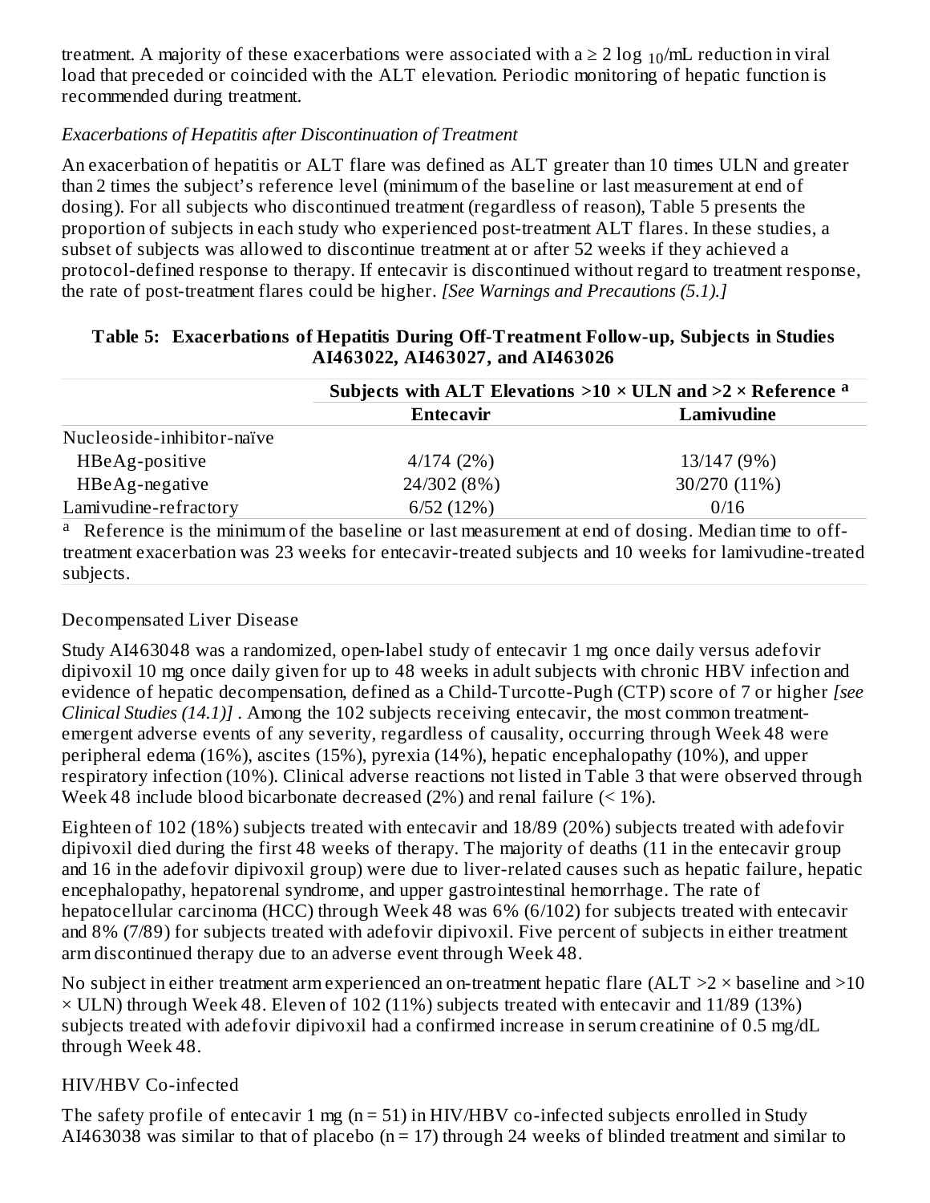treatment. A majority of these exacerbations were associated with a ≥ 2 $\log_{10}$/mL reduction in viral load that preceded or coincided with the ALT elevation. Periodic monitoring of hepatic function is recommended during treatment.

*Exacerbations of Hepatitis after Discontinuation of Treatment*

An exacerbation of hepatitis or ALT flare was defined as ALT greater than 10 times ULN and greater than 2 times the subject's reference level (minimum of the baseline or last measurement at end of dosing). For all subjects who discontinued treatment (regardless of reason), Table 5 presents the proportion of subjects in each study who experienced post-treatment ALT flares. In these studies, a subset of subjects was allowed to discontinue treatment at or after 52 weeks if they achieved a protocol-defined response to therapy. If entecavir is discontinued without regard to treatment response, the rate of post-treatment flares could be higher. *[See Warnings and Precautions (5.1).]*

**Table 5: Exacerbations of Hepatitis During Off-Treatment Follow-up, Subjects in Studies AI463022, AI463027, and AI463026**

| | **Subjects with ALT Elevations >10 × ULN and >2 × Reference [a]** | |
|---|---|---|
| | **Entecavir** | **Lamivudine** |
| Nucleoside-inhibitor-naïve | | |
| HBeAg-positive | 4/174 (2%) | 13/147 (9%) |
| HBeAg-negative | 24/302 (8%) | 30/270 (11%) |
| Lamivudine-refractory | 6/52 (12%) | 0/16 |

[a] Reference is the minimum of the baseline or last measurement at end of dosing. Median time to off-treatment exacerbation was 23 weeks for entecavir-treated subjects and 10 weeks for lamivudine-treated subjects.

Decompensated Liver Disease

Study AI463048 was a randomized, open-label study of entecavir 1 mg once daily versus adefovir dipivoxil 10 mg once daily given for up to 48 weeks in adult subjects with chronic HBV infection and evidence of hepatic decompensation, defined as a Child-Turcotte-Pugh (CTP) score of 7 or higher *[see Clinical Studies (14.1)]* . Among the 102 subjects receiving entecavir, the most common treatment-emergent adverse events of any severity, regardless of causality, occurring through Week 48 were peripheral edema (16%), ascites (15%), pyrexia (14%), hepatic encephalopathy (10%), and upper respiratory infection (10%). Clinical adverse reactions not listed in Table 3 that were observed through Week 48 include blood bicarbonate decreased (2%) and renal failure (< 1%).

Eighteen of 102 (18%) subjects treated with entecavir and 18/89 (20%) subjects treated with adefovir dipivoxil died during the first 48 weeks of therapy. The majority of deaths (11 in the entecavir group and 16 in the adefovir dipivoxil group) were due to liver-related causes such as hepatic failure, hepatic encephalopathy, hepatorenal syndrome, and upper gastrointestinal hemorrhage. The rate of hepatocellular carcinoma (HCC) through Week 48 was 6% (6/102) for subjects treated with entecavir and 8% (7/89) for subjects treated with adefovir dipivoxil. Five percent of subjects in either treatment arm discontinued therapy due to an adverse event through Week 48.

No subject in either treatment arm experienced an on-treatment hepatic flare (ALT >2 × baseline and >10 × ULN) through Week 48. Eleven of 102 (11%) subjects treated with entecavir and 11/89 (13%) subjects treated with adefovir dipivoxil had a confirmed increase in serum creatinine of 0.5 mg/dL through Week 48.

HIV/HBV Co-infected

The safety profile of entecavir 1 mg (n = 51) in HIV/HBV co-infected subjects enrolled in Study AI463038 was similar to that of placebo (n = 17) through 24 weeks of blinded treatment and similar to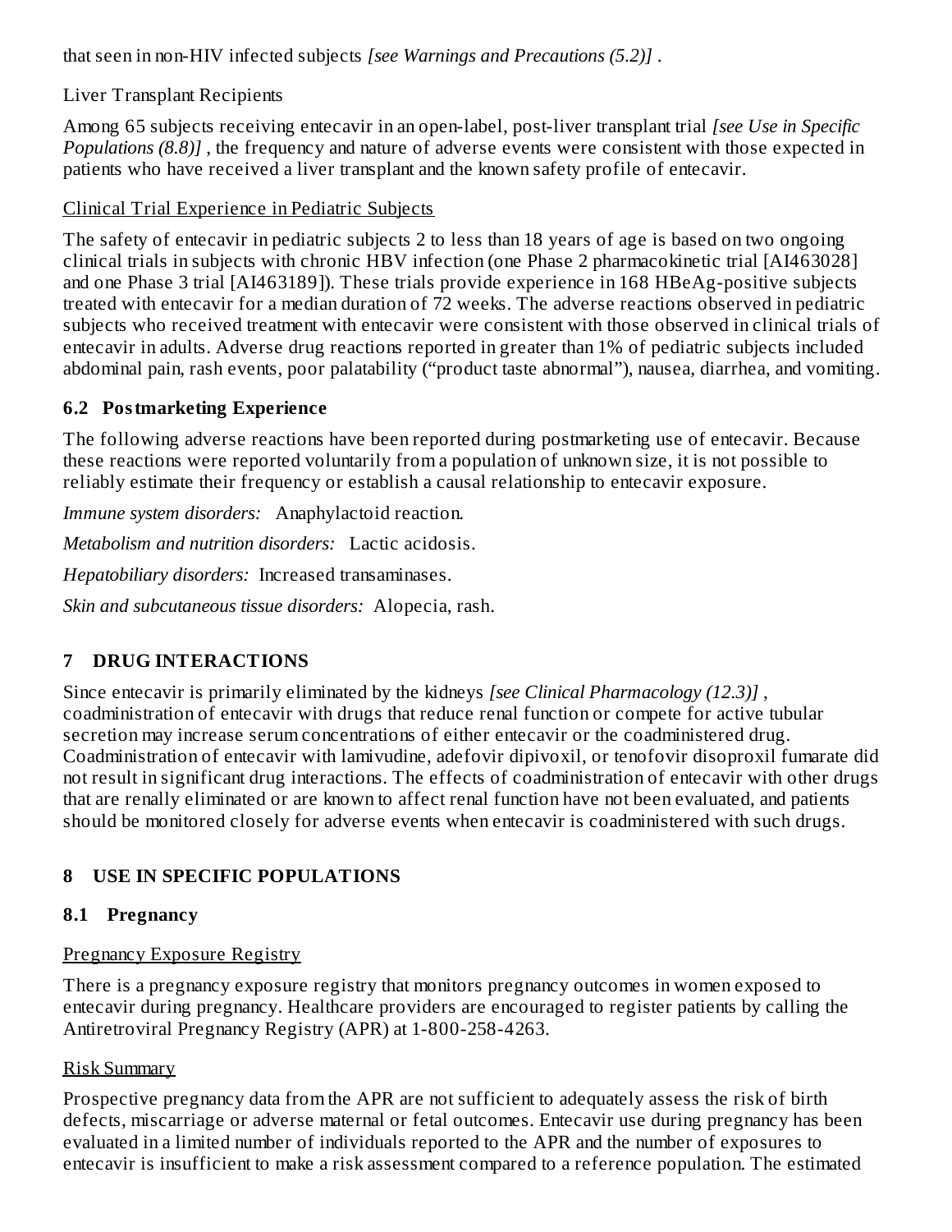that seen in non-HIV infected subjects *[see Warnings and Precautions (5.2)]* .

Liver Transplant Recipients

Among 65 subjects receiving entecavir in an open-label, post-liver transplant trial *[see Use in Specific Populations (8.8)]* , the frequency and nature of adverse events were consistent with those expected in patients who have received a liver transplant and the known safety profile of entecavir.

Clinical Trial Experience in Pediatric Subjects

The safety of entecavir in pediatric subjects 2 to less than 18 years of age is based on two ongoing clinical trials in subjects with chronic HBV infection (one Phase 2 pharmacokinetic trial [AI463028] and one Phase 3 trial [AI463189]). These trials provide experience in 168 HBeAg-positive subjects treated with entecavir for a median duration of 72 weeks. The adverse reactions observed in pediatric subjects who received treatment with entecavir were consistent with those observed in clinical trials of entecavir in adults. Adverse drug reactions reported in greater than 1% of pediatric subjects included abdominal pain, rash events, poor palatability ("product taste abnormal"), nausea, diarrhea, and vomiting.

### 6.2 Postmarketing Experience

The following adverse reactions have been reported during postmarketing use of entecavir. Because these reactions were reported voluntarily from a population of unknown size, it is not possible to reliably estimate their frequency or establish a causal relationship to entecavir exposure.

*Immune system disorders:* Anaphylactoid reaction.

*Metabolism and nutrition disorders:* Lactic acidosis.

*Hepatobiliary disorders:* Increased transaminases.

*Skin and subcutaneous tissue disorders:* Alopecia, rash.

## 7 DRUG INTERACTIONS

Since entecavir is primarily eliminated by the kidneys *[see Clinical Pharmacology (12.3)]* , coadministration of entecavir with drugs that reduce renal function or compete for active tubular secretion may increase serum concentrations of either entecavir or the coadministered drug. Coadministration of entecavir with lamivudine, adefovir dipivoxil, or tenofovir disoproxil fumarate did not result in significant drug interactions. The effects of coadministration of entecavir with other drugs that are renally eliminated or are known to affect renal function have not been evaluated, and patients should be monitored closely for adverse events when entecavir is coadministered with such drugs.

## 8 USE IN SPECIFIC POPULATIONS

### 8.1 Pregnancy

Pregnancy Exposure Registry

There is a pregnancy exposure registry that monitors pregnancy outcomes in women exposed to entecavir during pregnancy. Healthcare providers are encouraged to register patients by calling the Antiretroviral Pregnancy Registry (APR) at 1-800-258-4263.

Risk Summary

Prospective pregnancy data from the APR are not sufficient to adequately assess the risk of birth defects, miscarriage or adverse maternal or fetal outcomes. Entecavir use during pregnancy has been evaluated in a limited number of individuals reported to the APR and the number of exposures to entecavir is insufficient to make a risk assessment compared to a reference population. The estimated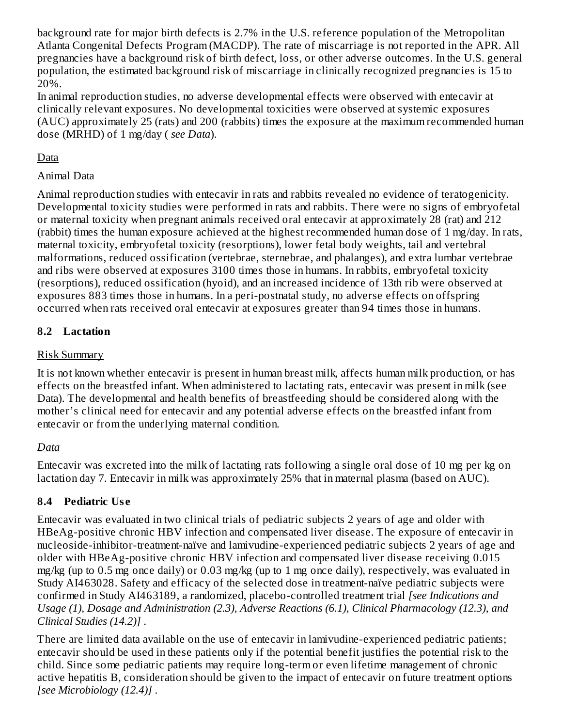background rate for major birth defects is 2.7% in the U.S. reference population of the Metropolitan Atlanta Congenital Defects Program (MACDP). The rate of miscarriage is not reported in the APR. All pregnancies have a background risk of birth defect, loss, or other adverse outcomes. In the U.S. general population, the estimated background risk of miscarriage in clinically recognized pregnancies is 15 to 20%.

In animal reproduction studies, no adverse developmental effects were observed with entecavir at clinically relevant exposures. No developmental toxicities were observed at systemic exposures (AUC) approximately 25 (rats) and 200 (rabbits) times the exposure at the maximum recommended human dose (MRHD) of 1 mg/day ( *see Data*).

Data

Animal Data

Animal reproduction studies with entecavir in rats and rabbits revealed no evidence of teratogenicity. Developmental toxicity studies were performed in rats and rabbits. There were no signs of embryofetal or maternal toxicity when pregnant animals received oral entecavir at approximately 28 (rat) and 212 (rabbit) times the human exposure achieved at the highest recommended human dose of 1 mg/day. In rats, maternal toxicity, embryofetal toxicity (resorptions), lower fetal body weights, tail and vertebral malformations, reduced ossification (vertebrae, sternebrae, and phalanges), and extra lumbar vertebrae and ribs were observed at exposures 3100 times those in humans. In rabbits, embryofetal toxicity (resorptions), reduced ossification (hyoid), and an increased incidence of 13th rib were observed at exposures 883 times those in humans. In a peri-postnatal study, no adverse effects on offspring occurred when rats received oral entecavir at exposures greater than 94 times those in humans.

## 8.2 Lactation

Risk Summary

It is not known whether entecavir is present in human breast milk, affects human milk production, or has effects on the breastfed infant. When administered to lactating rats, entecavir was present in milk (see Data). The developmental and health benefits of breastfeeding should be considered along with the mother's clinical need for entecavir and any potential adverse effects on the breastfed infant from entecavir or from the underlying maternal condition.

*Data*

Entecavir was excreted into the milk of lactating rats following a single oral dose of 10 mg per kg on lactation day 7. Entecavir in milk was approximately 25% that in maternal plasma (based on AUC).

## 8.4 Pediatric Use

Entecavir was evaluated in two clinical trials of pediatric subjects 2 years of age and older with HBeAg-positive chronic HBV infection and compensated liver disease. The exposure of entecavir in nucleoside-inhibitor-treatment-naïve and lamivudine-experienced pediatric subjects 2 years of age and older with HBeAg-positive chronic HBV infection and compensated liver disease receiving 0.015 mg/kg (up to 0.5 mg once daily) or 0.03 mg/kg (up to 1 mg once daily), respectively, was evaluated in Study AI463028. Safety and efficacy of the selected dose in treatment-naïve pediatric subjects were confirmed in Study AI463189, a randomized, placebo-controlled treatment trial *[see Indications and Usage (1), Dosage and Administration (2.3), Adverse Reactions (6.1), Clinical Pharmacology (12.3), and Clinical Studies (14.2)]* .

There are limited data available on the use of entecavir in lamivudine-experienced pediatric patients; entecavir should be used in these patients only if the potential benefit justifies the potential risk to the child. Since some pediatric patients may require long-term or even lifetime management of chronic active hepatitis B, consideration should be given to the impact of entecavir on future treatment options *[see Microbiology (12.4)]* .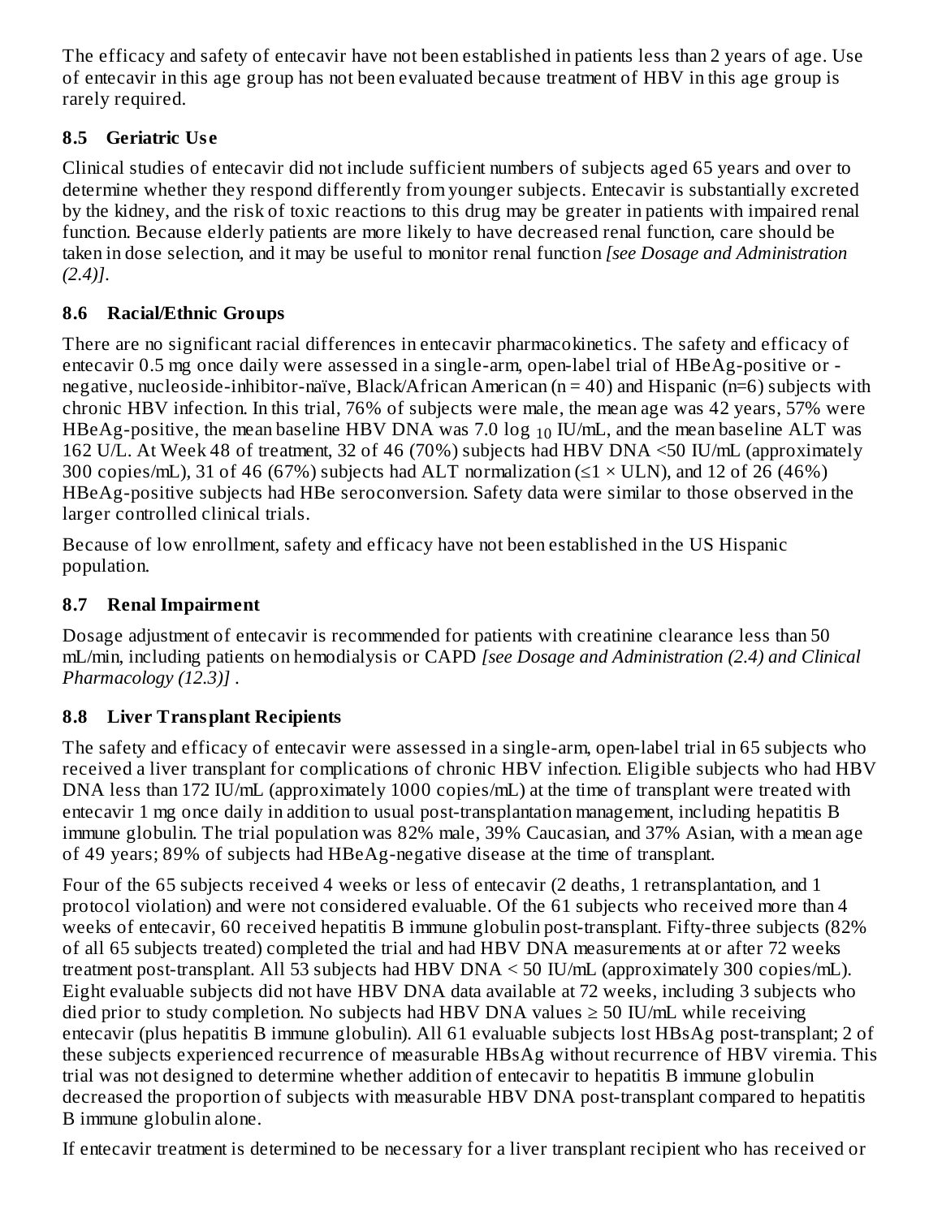The efficacy and safety of entecavir have not been established in patients less than 2 years of age. Use of entecavir in this age group has not been evaluated because treatment of HBV in this age group is rarely required.

### 8.5 Geriatric Use

Clinical studies of entecavir did not include sufficient numbers of subjects aged 65 years and over to determine whether they respond differently from younger subjects. Entecavir is substantially excreted by the kidney, and the risk of toxic reactions to this drug may be greater in patients with impaired renal function. Because elderly patients are more likely to have decreased renal function, care should be taken in dose selection, and it may be useful to monitor renal function *[see Dosage and Administration (2.4)]*.

### 8.6 Racial/Ethnic Groups

There are no significant racial differences in entecavir pharmacokinetics. The safety and efficacy of entecavir 0.5 mg once daily were assessed in a single-arm, open-label trial of HBeAg-positive or -negative, nucleoside-inhibitor-naïve, Black/African American (n = 40) and Hispanic (n=6) subjects with chronic HBV infection. In this trial, 76% of subjects were male, the mean age was 42 years, 57% were HBeAg-positive, the mean baseline HBV DNA was 7.0 $\log_{10}$ IU/mL, and the mean baseline ALT was 162 U/L. At Week 48 of treatment, 32 of 46 (70%) subjects had HBV DNA <50 IU/mL (approximately 300 copies/mL), 31 of 46 (67%) subjects had ALT normalization ($\leq 1 \times$ ULN), and 12 of 26 (46%) HBeAg-positive subjects had HBe seroconversion. Safety data were similar to those observed in the larger controlled clinical trials.

Because of low enrollment, safety and efficacy have not been established in the US Hispanic population.

### 8.7 Renal Impairment

Dosage adjustment of entecavir is recommended for patients with creatinine clearance less than 50 mL/min, including patients on hemodialysis or CAPD *[see Dosage and Administration (2.4) and Clinical Pharmacology (12.3)]* .

### 8.8 Liver Transplant Recipients

The safety and efficacy of entecavir were assessed in a single-arm, open-label trial in 65 subjects who received a liver transplant for complications of chronic HBV infection. Eligible subjects who had HBV DNA less than 172 IU/mL (approximately 1000 copies/mL) at the time of transplant were treated with entecavir 1 mg once daily in addition to usual post-transplantation management, including hepatitis B immune globulin. The trial population was 82% male, 39% Caucasian, and 37% Asian, with a mean age of 49 years; 89% of subjects had HBeAg-negative disease at the time of transplant.

Four of the 65 subjects received 4 weeks or less of entecavir (2 deaths, 1 retransplantation, and 1 protocol violation) and were not considered evaluable. Of the 61 subjects who received more than 4 weeks of entecavir, 60 received hepatitis B immune globulin post-transplant. Fifty-three subjects (82% of all 65 subjects treated) completed the trial and had HBV DNA measurements at or after 72 weeks treatment post-transplant. All 53 subjects had HBV DNA < 50 IU/mL (approximately 300 copies/mL). Eight evaluable subjects did not have HBV DNA data available at 72 weeks, including 3 subjects who died prior to study completion. No subjects had HBV DNA values ≥ 50 IU/mL while receiving entecavir (plus hepatitis B immune globulin). All 61 evaluable subjects lost HBsAg post-transplant; 2 of these subjects experienced recurrence of measurable HBsAg without recurrence of HBV viremia. This trial was not designed to determine whether addition of entecavir to hepatitis B immune globulin decreased the proportion of subjects with measurable HBV DNA post-transplant compared to hepatitis B immune globulin alone.

If entecavir treatment is determined to be necessary for a liver transplant recipient who has received or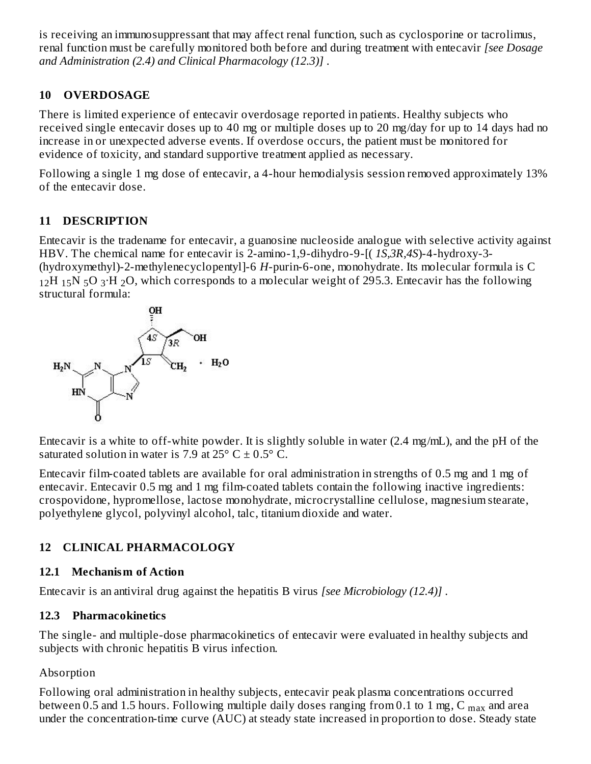is receiving an immunosuppressant that may affect renal function, such as cyclosporine or tacrolimus, renal function must be carefully monitored both before and during treatment with entecavir *[see Dosage and Administration (2.4) and Clinical Pharmacology (12.3)]* .

## 10 OVERDOSAGE

There is limited experience of entecavir overdosage reported in patients. Healthy subjects who received single entecavir doses up to 40 mg or multiple doses up to 20 mg/day for up to 14 days had no increase in or unexpected adverse events. If overdose occurs, the patient must be monitored for evidence of toxicity, and standard supportive treatment applied as necessary.

Following a single 1 mg dose of entecavir, a 4-hour hemodialysis session removed approximately 13% of the entecavir dose.

## 11 DESCRIPTION

Entecavir is the tradename for entecavir, a guanosine nucleoside analogue with selective activity against HBV. The chemical name for entecavir is 2-amino-1,9-dihydro-9-[( *1S,3R,4S*)-4-hydroxy-3-(hydroxymethyl)-2-methylenecyclopentyl]-6 *H*-purin-6-one, monohydrate. Its molecular formula is $C_{12}H_{15}N_5O_3 \cdot H_2O$, which corresponds to a molecular weight of 295.3. Entecavir has the following structural formula:

Entecavir is a white to off-white powder. It is slightly soluble in water (2.4 mg/mL), and the pH of the saturated solution in water is 7.9 at 25° C ± 0.5° C.

Entecavir film-coated tablets are available for oral administration in strengths of 0.5 mg and 1 mg of entecavir. Entecavir 0.5 mg and 1 mg film-coated tablets contain the following inactive ingredients: crospovidone, hypromellose, lactose monohydrate, microcrystalline cellulose, magnesium stearate, polyethylene glycol, polyvinyl alcohol, talc, titanium dioxide and water.

## 12 CLINICAL PHARMACOLOGY

### 12.1 Mechanism of Action

Entecavir is an antiviral drug against the hepatitis B virus *[see Microbiology (12.4)]* .

### 12.3 Pharmacokinetics

The single- and multiple-dose pharmacokinetics of entecavir were evaluated in healthy subjects and subjects with chronic hepatitis B virus infection.

Absorption

Following oral administration in healthy subjects, entecavir peak plasma concentrations occurred between 0.5 and 1.5 hours. Following multiple daily doses ranging from 0.1 to 1 mg, $C_{max}$ and area under the concentration-time curve (AUC) at steady state increased in proportion to dose. Steady state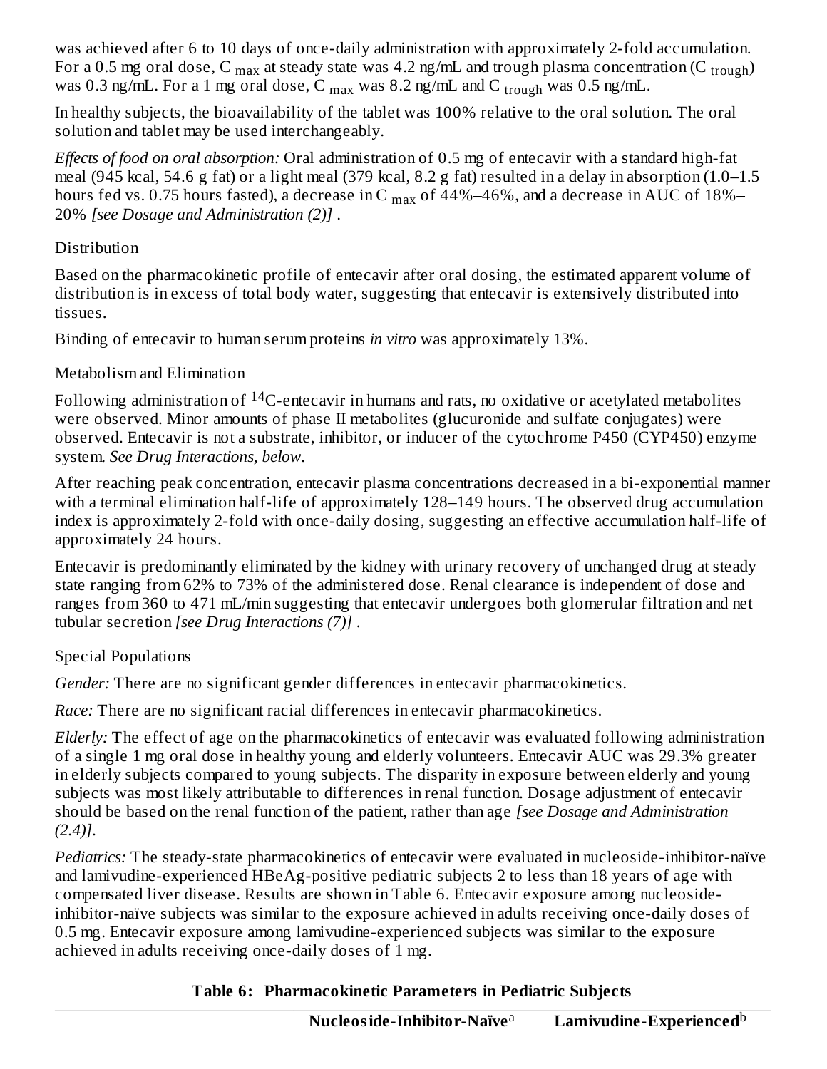was achieved after 6 to 10 days of once-daily administration with approximately 2-fold accumulation. For a 0.5 mg oral dose, $C_{max}$ at steady state was 4.2 ng/mL and trough plasma concentration ($C_{trough}$) was 0.3 ng/mL. For a 1 mg oral dose, $C_{max}$ was 8.2 ng/mL and $C_{trough}$ was 0.5 ng/mL.

In healthy subjects, the bioavailability of the tablet was 100% relative to the oral solution. The oral solution and tablet may be used interchangeably.

*Effects of food on oral absorption:* Oral administration of 0.5 mg of entecavir with a standard high-fat meal (945 kcal, 54.6 g fat) or a light meal (379 kcal, 8.2 g fat) resulted in a delay in absorption (1.0–1.5 hours fed vs. 0.75 hours fasted), a decrease in $C_{max}$ of 44%–46%, and a decrease in AUC of 18%–20% *[see Dosage and Administration (2)]* .

Distribution

Based on the pharmacokinetic profile of entecavir after oral dosing, the estimated apparent volume of distribution is in excess of total body water, suggesting that entecavir is extensively distributed into tissues.

Binding of entecavir to human serum proteins *in vitro* was approximately 13%.

Metabolism and Elimination

Following administration of $^{14}$C-entecavir in humans and rats, no oxidative or acetylated metabolites were observed. Minor amounts of phase II metabolites (glucuronide and sulfate conjugates) were observed. Entecavir is not a substrate, inhibitor, or inducer of the cytochrome P450 (CYP450) enzyme system. *See Drug Interactions, below.*

After reaching peak concentration, entecavir plasma concentrations decreased in a bi-exponential manner with a terminal elimination half-life of approximately 128–149 hours. The observed drug accumulation index is approximately 2-fold with once-daily dosing, suggesting an effective accumulation half-life of approximately 24 hours.

Entecavir is predominantly eliminated by the kidney with urinary recovery of unchanged drug at steady state ranging from 62% to 73% of the administered dose. Renal clearance is independent of dose and ranges from 360 to 471 mL/min suggesting that entecavir undergoes both glomerular filtration and net tubular secretion *[see Drug Interactions (7)]* .

Special Populations

*Gender:* There are no significant gender differences in entecavir pharmacokinetics.

*Race:* There are no significant racial differences in entecavir pharmacokinetics.

*Elderly:* The effect of age on the pharmacokinetics of entecavir was evaluated following administration of a single 1 mg oral dose in healthy young and elderly volunteers. Entecavir AUC was 29.3% greater in elderly subjects compared to young subjects. The disparity in exposure between elderly and young subjects was most likely attributable to differences in renal function. Dosage adjustment of entecavir should be based on the renal function of the patient, rather than age *[see Dosage and Administration (2.4)]*.

*Pediatrics:* The steady-state pharmacokinetics of entecavir were evaluated in nucleoside-inhibitor-naïve and lamivudine-experienced HBeAg-positive pediatric subjects 2 to less than 18 years of age with compensated liver disease. Results are shown in Table 6. Entecavir exposure among nucleoside-inhibitor-naïve subjects was similar to the exposure achieved in adults receiving once-daily doses of 0.5 mg. Entecavir exposure among lamivudine-experienced subjects was similar to the exposure achieved in adults receiving once-daily doses of 1 mg.

**Table 6: Pharmacokinetic Parameters in Pediatric Subjects**

| | Nucleoside-Inhibitor-Naïve[a] | Lamivudine-Experienced[b] |
|---|---|---|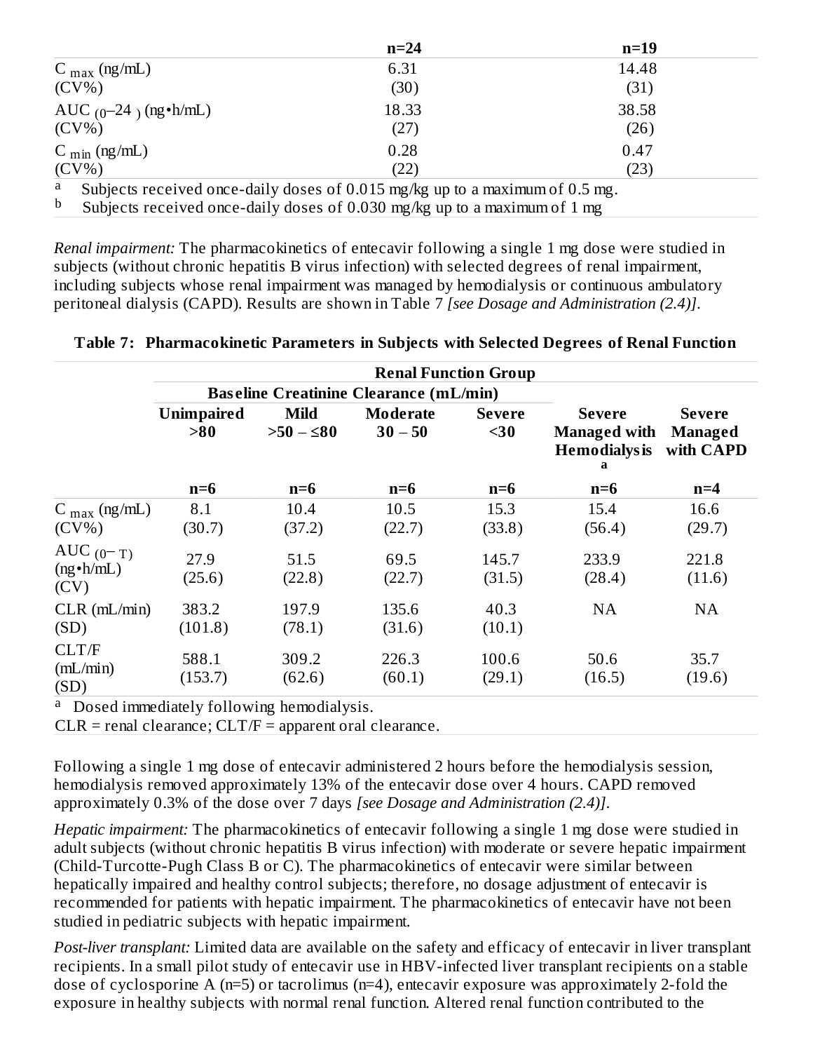| | n=24 | n=19 |
|---|---|---|
| $C_{max}$ (ng/mL) (CV%) | 6.31 (30) | 14.48 (31) |
| $AUC_{(0–24)}$ (ng•h/mL) (CV%) | 18.33 (27) | 38.58 (26) |
| $C_{min}$ (ng/mL) (CV%) | 0.28 (22) | 0.47 (23) |

[a] Subjects received once-daily doses of 0.015 mg/kg up to a maximum of 0.5 mg.
[b] Subjects received once-daily doses of 0.030 mg/kg up to a maximum of 1 mg

*Renal impairment:* The pharmacokinetics of entecavir following a single 1 mg dose were studied in subjects (without chronic hepatitis B virus infection) with selected degrees of renal impairment, including subjects whose renal impairment was managed by hemodialysis or continuous ambulatory peritoneal dialysis (CAPD). Results are shown in Table 7 *[see Dosage and Administration (2.4)]*.

**Table 7: Pharmacokinetic Parameters in Subjects with Selected Degrees of Renal Function**

| | **Renal Function Group** | | | | | |
|---|---|---|---|---|---|---|
| | **Baseline Creatinine Clearance (mL/min)** | | | | | |
| | **Unimpaired >80** | **Mild >50 – ≤80** | **Moderate 30 – 50** | **Severe <30** | **Severe Managed with Hemodialysis[a]** | **Severe Managed with CAPD** |
| | **n=6** | **n=6** | **n=6** | **n=6** | **n=6** | **n=4** |
| $C_{max}$ (ng/mL) (CV%) | 8.1 (30.7) | 10.4 (37.2) | 10.5 (22.7) | 15.3 (33.8) | 15.4 (56.4) | 16.6 (29.7) |
| $AUC_{(0-T)}$ (ng•h/mL) (CV) | 27.9 (25.6) | 51.5 (22.8) | 69.5 (22.7) | 145.7 (31.5) | 233.9 (28.4) | 221.8 (11.6) |
| CLR (mL/min) (SD) | 383.2 (101.8) | 197.9 (78.1) | 135.6 (31.6) | 40.3 (10.1) | NA | NA |
| CLT/F (mL/min) (SD) | 588.1 (153.7) | 309.2 (62.6) | 226.3 (60.1) | 100.6 (29.1) | 50.6 (16.5) | 35.7 (19.6) |

[a] Dosed immediately following hemodialysis.
CLR = renal clearance; CLT/F = apparent oral clearance.

Following a single 1 mg dose of entecavir administered 2 hours before the hemodialysis session, hemodialysis removed approximately 13% of the entecavir dose over 4 hours. CAPD removed approximately 0.3% of the dose over 7 days *[see Dosage and Administration (2.4)]*.

*Hepatic impairment:* The pharmacokinetics of entecavir following a single 1 mg dose were studied in adult subjects (without chronic hepatitis B virus infection) with moderate or severe hepatic impairment (Child-Turcotte-Pugh Class B or C). The pharmacokinetics of entecavir were similar between hepatically impaired and healthy control subjects; therefore, no dosage adjustment of entecavir is recommended for patients with hepatic impairment. The pharmacokinetics of entecavir have not been studied in pediatric subjects with hepatic impairment.

*Post-liver transplant:* Limited data are available on the safety and efficacy of entecavir in liver transplant recipients. In a small pilot study of entecavir use in HBV-infected liver transplant recipients on a stable dose of cyclosporine A (n=5) or tacrolimus (n=4), entecavir exposure was approximately 2-fold the exposure in healthy subjects with normal renal function. Altered renal function contributed to the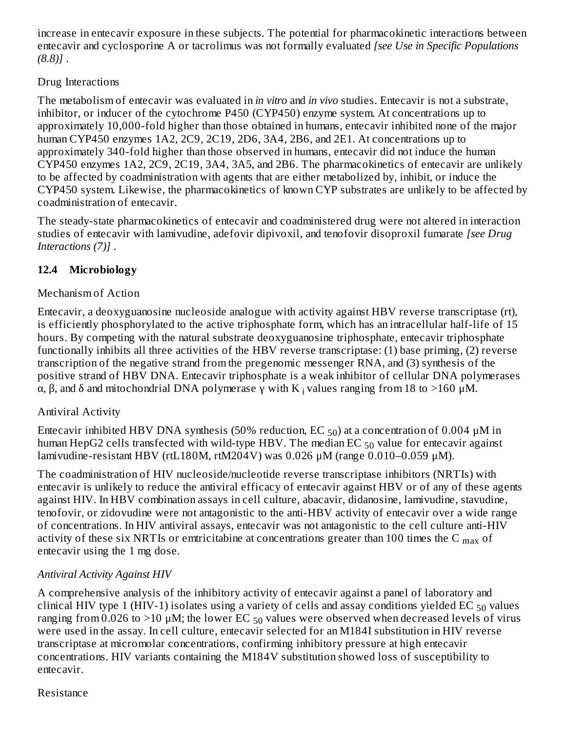increase in entecavir exposure in these subjects. The potential for pharmacokinetic interactions between entecavir and cyclosporine A or tacrolimus was not formally evaluated *[see Use in Specific Populations (8.8)]* .

Drug Interactions

The metabolism of entecavir was evaluated in *in vitro* and *in vivo* studies. Entecavir is not a substrate, inhibitor, or inducer of the cytochrome P450 (CYP450) enzyme system. At concentrations up to approximately 10,000-fold higher than those obtained in humans, entecavir inhibited none of the major human CYP450 enzymes 1A2, 2C9, 2C19, 2D6, 3A4, 2B6, and 2E1. At concentrations up to approximately 340-fold higher than those observed in humans, entecavir did not induce the human CYP450 enzymes 1A2, 2C9, 2C19, 3A4, 3A5, and 2B6. The pharmacokinetics of entecavir are unlikely to be affected by coadministration with agents that are either metabolized by, inhibit, or induce the CYP450 system. Likewise, the pharmacokinetics of known CYP substrates are unlikely to be affected by coadministration of entecavir.

The steady-state pharmacokinetics of entecavir and coadministered drug were not altered in interaction studies of entecavir with lamivudine, adefovir dipivoxil, and tenofovir disoproxil fumarate *[see Drug Interactions (7)]* .

### 12.4 Microbiology

Mechanism of Action

Entecavir, a deoxyguanosine nucleoside analogue with activity against HBV reverse transcriptase (rt), is efficiently phosphorylated to the active triphosphate form, which has an intracellular half-life of 15 hours. By competing with the natural substrate deoxyguanosine triphosphate, entecavir triphosphate functionally inhibits all three activities of the HBV reverse transcriptase: (1) base priming, (2) reverse transcription of the negative strand from the pregenomic messenger RNA, and (3) synthesis of the positive strand of HBV DNA. Entecavir triphosphate is a weak inhibitor of cellular DNA polymerases α, β, and δ and mitochondrial DNA polymerase γ with $K_i$ values ranging from 18 to >160 μM.

Antiviral Activity

Entecavir inhibited HBV DNA synthesis (50% reduction, $EC_{50}$) at a concentration of 0.004 μM in human HepG2 cells transfected with wild-type HBV. The median $EC_{50}$ value for entecavir against lamivudine-resistant HBV (rtL180M, rtM204V) was 0.026 μM (range 0.010–0.059 μM).

The coadministration of HIV nucleoside/nucleotide reverse transcriptase inhibitors (NRTIs) with entecavir is unlikely to reduce the antiviral efficacy of entecavir against HBV or of any of these agents against HIV. In HBV combination assays in cell culture, abacavir, didanosine, lamivudine, stavudine, tenofovir, or zidovudine were not antagonistic to the anti-HBV activity of entecavir over a wide range of concentrations. In HIV antiviral assays, entecavir was not antagonistic to the cell culture anti-HIV activity of these six NRTIs or emtricitabine at concentrations greater than 100 times the $C_{max}$ of entecavir using the 1 mg dose.

*Antiviral Activity Against HIV*

A comprehensive analysis of the inhibitory activity of entecavir against a panel of laboratory and clinical HIV type 1 (HIV-1) isolates using a variety of cells and assay conditions yielded $EC_{50}$ values ranging from 0.026 to >10 μM; the lower $EC_{50}$ values were observed when decreased levels of virus were used in the assay. In cell culture, entecavir selected for an M184I substitution in HIV reverse transcriptase at micromolar concentrations, confirming inhibitory pressure at high entecavir concentrations. HIV variants containing the M184V substitution showed loss of susceptibility to entecavir.

Resistance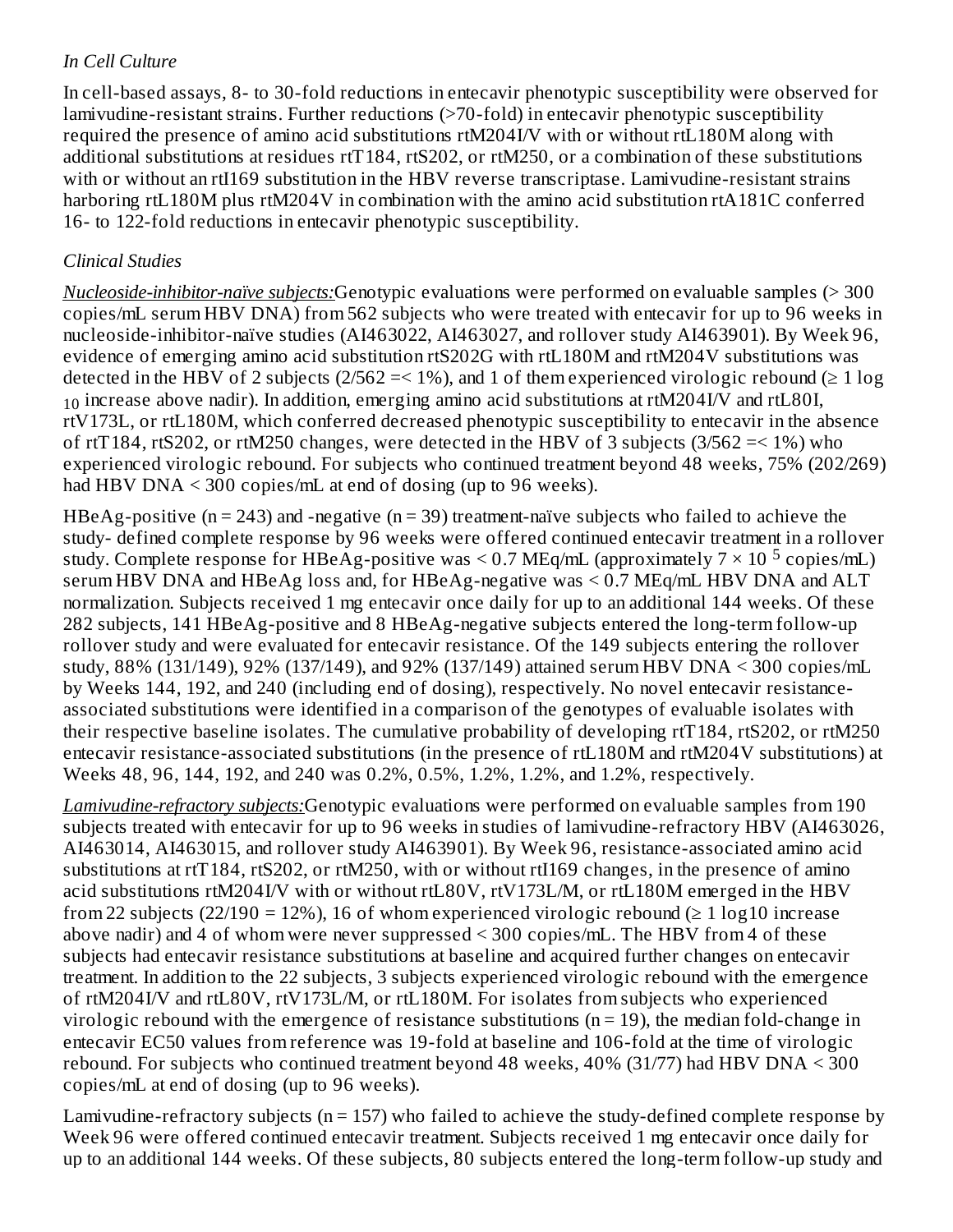*In Cell Culture*

In cell-based assays, 8- to 30-fold reductions in entecavir phenotypic susceptibility were observed for lamivudine-resistant strains. Further reductions (>70-fold) in entecavir phenotypic susceptibility required the presence of amino acid substitutions rtM204I/V with or without rtL180M along with additional substitutions at residues rtT184, rtS202, or rtM250, or a combination of these substitutions with or without an rtI169 substitution in the HBV reverse transcriptase. Lamivudine-resistant strains harboring rtL180M plus rtM204V in combination with the amino acid substitution rtA181C conferred 16- to 122-fold reductions in entecavir phenotypic susceptibility.

*Clinical Studies*

*Nucleoside-inhibitor-naïve subjects:* Genotypic evaluations were performed on evaluable samples (> 300 copies/mL serum HBV DNA) from 562 subjects who were treated with entecavir for up to 96 weeks in nucleoside-inhibitor-naïve studies (AI463022, AI463027, and rollover study AI463901). By Week 96, evidence of emerging amino acid substitution rtS202G with rtL180M and rtM204V substitutions was detected in the HBV of 2 subjects (2/562 =< 1%), and 1 of them experienced virologic rebound (≥ 1 $\log_{10}$ increase above nadir). In addition, emerging amino acid substitutions at rtM204I/V and rtL80I, rtV173L, or rtL180M, which conferred decreased phenotypic susceptibility to entecavir in the absence of rtT184, rtS202, or rtM250 changes, were detected in the HBV of 3 subjects (3/562 =< 1%) who experienced virologic rebound. For subjects who continued treatment beyond 48 weeks, 75% (202/269) had HBV DNA < 300 copies/mL at end of dosing (up to 96 weeks).

HBeAg-positive (n = 243) and -negative (n = 39) treatment-naïve subjects who failed to achieve the study- defined complete response by 96 weeks were offered continued entecavir treatment in a rollover study. Complete response for HBeAg-positive was < 0.7 MEq/mL (approximately $7 \times 10^5$ copies/mL) serum HBV DNA and HBeAg loss and, for HBeAg-negative was < 0.7 MEq/mL HBV DNA and ALT normalization. Subjects received 1 mg entecavir once daily for up to an additional 144 weeks. Of these 282 subjects, 141 HBeAg-positive and 8 HBeAg-negative subjects entered the long-term follow-up rollover study and were evaluated for entecavir resistance. Of the 149 subjects entering the rollover study, 88% (131/149), 92% (137/149), and 92% (137/149) attained serum HBV DNA < 300 copies/mL by Weeks 144, 192, and 240 (including end of dosing), respectively. No novel entecavir resistance-associated substitutions were identified in a comparison of the genotypes of evaluable isolates with their respective baseline isolates. The cumulative probability of developing rtT184, rtS202, or rtM250 entecavir resistance-associated substitutions (in the presence of rtL180M and rtM204V substitutions) at Weeks 48, 96, 144, 192, and 240 was 0.2%, 0.5%, 1.2%, 1.2%, and 1.2%, respectively.

*Lamivudine-refractory subjects:* Genotypic evaluations were performed on evaluable samples from 190 subjects treated with entecavir for up to 96 weeks in studies of lamivudine-refractory HBV (AI463026, AI463014, AI463015, and rollover study AI463901). By Week 96, resistance-associated amino acid substitutions at rtT184, rtS202, or rtM250, with or without rtI169 changes, in the presence of amino acid substitutions rtM204I/V with or without rtL80V, rtV173L/M, or rtL180M emerged in the HBV from 22 subjects (22/190 = 12%), 16 of whom experienced virologic rebound (≥ 1 log10 increase above nadir) and 4 of whom were never suppressed < 300 copies/mL. The HBV from 4 of these subjects had entecavir resistance substitutions at baseline and acquired further changes on entecavir treatment. In addition to the 22 subjects, 3 subjects experienced virologic rebound with the emergence of rtM204I/V and rtL80V, rtV173L/M, or rtL180M. For isolates from subjects who experienced virologic rebound with the emergence of resistance substitutions (n = 19), the median fold-change in entecavir EC50 values from reference was 19-fold at baseline and 106-fold at the time of virologic rebound. For subjects who continued treatment beyond 48 weeks, 40% (31/77) had HBV DNA < 300 copies/mL at end of dosing (up to 96 weeks).

Lamivudine-refractory subjects (n = 157) who failed to achieve the study-defined complete response by Week 96 were offered continued entecavir treatment. Subjects received 1 mg entecavir once daily for up to an additional 144 weeks. Of these subjects, 80 subjects entered the long-term follow-up study and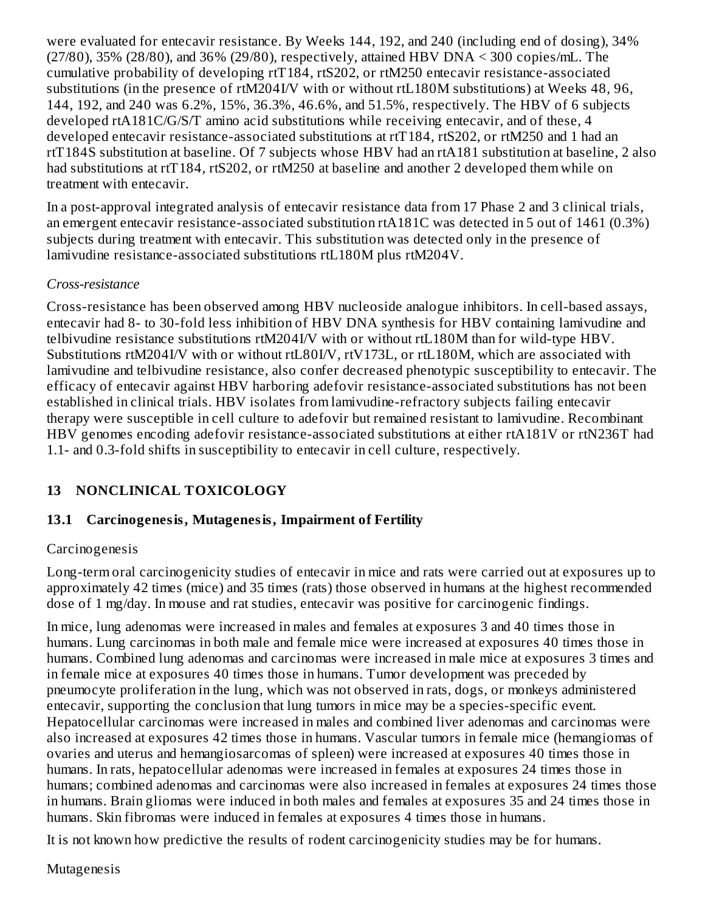were evaluated for entecavir resistance. By Weeks 144, 192, and 240 (including end of dosing), 34% (27/80), 35% (28/80), and 36% (29/80), respectively, attained HBV DNA < 300 copies/mL. The cumulative probability of developing rtT184, rtS202, or rtM250 entecavir resistance-associated substitutions (in the presence of rtM204I/V with or without rtL180M substitutions) at Weeks 48, 96, 144, 192, and 240 was 6.2%, 15%, 36.3%, 46.6%, and 51.5%, respectively. The HBV of 6 subjects developed rtA181C/G/S/T amino acid substitutions while receiving entecavir, and of these, 4 developed entecavir resistance-associated substitutions at rtT184, rtS202, or rtM250 and 1 had an rtT184S substitution at baseline. Of 7 subjects whose HBV had an rtA181 substitution at baseline, 2 also had substitutions at rtT184, rtS202, or rtM250 at baseline and another 2 developed them while on treatment with entecavir.

In a post-approval integrated analysis of entecavir resistance data from 17 Phase 2 and 3 clinical trials, an emergent entecavir resistance-associated substitution rtA181C was detected in 5 out of 1461 (0.3%) subjects during treatment with entecavir. This substitution was detected only in the presence of lamivudine resistance-associated substitutions rtL180M plus rtM204V.

*Cross-resistance*

Cross-resistance has been observed among HBV nucleoside analogue inhibitors. In cell-based assays, entecavir had 8- to 30-fold less inhibition of HBV DNA synthesis for HBV containing lamivudine and telbivudine resistance substitutions rtM204I/V with or without rtL180M than for wild-type HBV. Substitutions rtM204I/V with or without rtL80I/V, rtV173L, or rtL180M, which are associated with lamivudine and telbivudine resistance, also confer decreased phenotypic susceptibility to entecavir. The efficacy of entecavir against HBV harboring adefovir resistance-associated substitutions has not been established in clinical trials. HBV isolates from lamivudine-refractory subjects failing entecavir therapy were susceptible in cell culture to adefovir but remained resistant to lamivudine. Recombinant HBV genomes encoding adefovir resistance-associated substitutions at either rtA181V or rtN236T had 1.1- and 0.3-fold shifts in susceptibility to entecavir in cell culture, respectively.

## 13 NONCLINICAL TOXICOLOGY

### 13.1 Carcinogenesis, Mutagenesis, Impairment of Fertility

Carcinogenesis

Long-term oral carcinogenicity studies of entecavir in mice and rats were carried out at exposures up to approximately 42 times (mice) and 35 times (rats) those observed in humans at the highest recommended dose of 1 mg/day. In mouse and rat studies, entecavir was positive for carcinogenic findings.

In mice, lung adenomas were increased in males and females at exposures 3 and 40 times those in humans. Lung carcinomas in both male and female mice were increased at exposures 40 times those in humans. Combined lung adenomas and carcinomas were increased in male mice at exposures 3 times and in female mice at exposures 40 times those in humans. Tumor development was preceded by pneumocyte proliferation in the lung, which was not observed in rats, dogs, or monkeys administered entecavir, supporting the conclusion that lung tumors in mice may be a species-specific event. Hepatocellular carcinomas were increased in males and combined liver adenomas and carcinomas were also increased at exposures 42 times those in humans. Vascular tumors in female mice (hemangiomas of ovaries and uterus and hemangiosarcomas of spleen) were increased at exposures 40 times those in humans. In rats, hepatocellular adenomas were increased in females at exposures 24 times those in humans; combined adenomas and carcinomas were also increased in females at exposures 24 times those in humans. Brain gliomas were induced in both males and females at exposures 35 and 24 times those in humans. Skin fibromas were induced in females at exposures 4 times those in humans.

It is not known how predictive the results of rodent carcinogenicity studies may be for humans.

Mutagenesis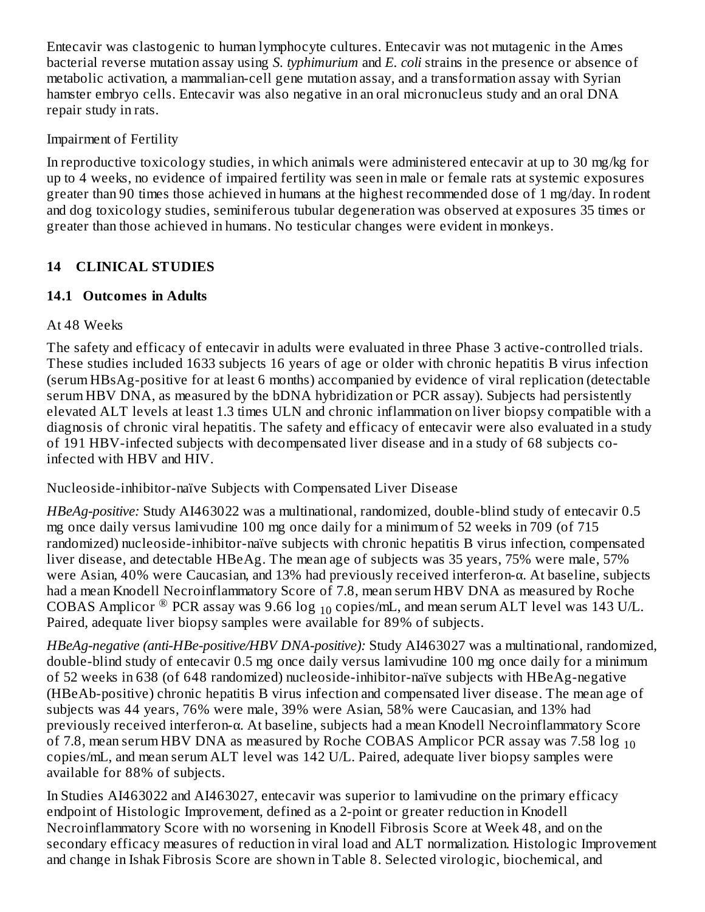Entecavir was clastogenic to human lymphocyte cultures. Entecavir was not mutagenic in the Ames bacterial reverse mutation assay using *S. typhimurium* and *E. coli* strains in the presence or absence of metabolic activation, a mammalian-cell gene mutation assay, and a transformation assay with Syrian hamster embryo cells. Entecavir was also negative in an oral micronucleus study and an oral DNA repair study in rats.

Impairment of Fertility

In reproductive toxicology studies, in which animals were administered entecavir at up to 30 mg/kg for up to 4 weeks, no evidence of impaired fertility was seen in male or female rats at systemic exposures greater than 90 times those achieved in humans at the highest recommended dose of 1 mg/day. In rodent and dog toxicology studies, seminiferous tubular degeneration was observed at exposures 35 times or greater than those achieved in humans. No testicular changes were evident in monkeys.

## 14 CLINICAL STUDIES

### 14.1 Outcomes in Adults

At 48 Weeks

The safety and efficacy of entecavir in adults were evaluated in three Phase 3 active-controlled trials. These studies included 1633 subjects 16 years of age or older with chronic hepatitis B virus infection (serum HBsAg-positive for at least 6 months) accompanied by evidence of viral replication (detectable serum HBV DNA, as measured by the bDNA hybridization or PCR assay). Subjects had persistently elevated ALT levels at least 1.3 times ULN and chronic inflammation on liver biopsy compatible with a diagnosis of chronic viral hepatitis. The safety and efficacy of entecavir were also evaluated in a study of 191 HBV-infected subjects with decompensated liver disease and in a study of 68 subjects co-infected with HBV and HIV.

Nucleoside-inhibitor-naïve Subjects with Compensated Liver Disease

*HBeAg-positive:* Study AI463022 was a multinational, randomized, double-blind study of entecavir 0.5 mg once daily versus lamivudine 100 mg once daily for a minimum of 52 weeks in 709 (of 715 randomized) nucleoside-inhibitor-naïve subjects with chronic hepatitis B virus infection, compensated liver disease, and detectable HBeAg. The mean age of subjects was 35 years, 75% were male, 57% were Asian, 40% were Caucasian, and 13% had previously received interferon-α. At baseline, subjects had a mean Knodell Necroinflammatory Score of 7.8, mean serum HBV DNA as measured by Roche COBAS Amplicor ® PCR assay was 9.66 $\log_{10}$ copies/mL, and mean serum ALT level was 143 U/L. Paired, adequate liver biopsy samples were available for 89% of subjects.

*HBeAg-negative (anti-HBe-positive/HBV DNA-positive):* Study AI463027 was a multinational, randomized, double-blind study of entecavir 0.5 mg once daily versus lamivudine 100 mg once daily for a minimum of 52 weeks in 638 (of 648 randomized) nucleoside-inhibitor-naïve subjects with HBeAg-negative (HBeAb-positive) chronic hepatitis B virus infection and compensated liver disease. The mean age of subjects was 44 years, 76% were male, 39% were Asian, 58% were Caucasian, and 13% had previously received interferon-α. At baseline, subjects had a mean Knodell Necroinflammatory Score of 7.8, mean serum HBV DNA as measured by Roche COBAS Amplicor PCR assay was 7.58 $\log_{10}$ copies/mL, and mean serum ALT level was 142 U/L. Paired, adequate liver biopsy samples were available for 88% of subjects.

In Studies AI463022 and AI463027, entecavir was superior to lamivudine on the primary efficacy endpoint of Histologic Improvement, defined as a 2-point or greater reduction in Knodell Necroinflammatory Score with no worsening in Knodell Fibrosis Score at Week 48, and on the secondary efficacy measures of reduction in viral load and ALT normalization. Histologic Improvement and change in Ishak Fibrosis Score are shown in Table 8. Selected virologic, biochemical, and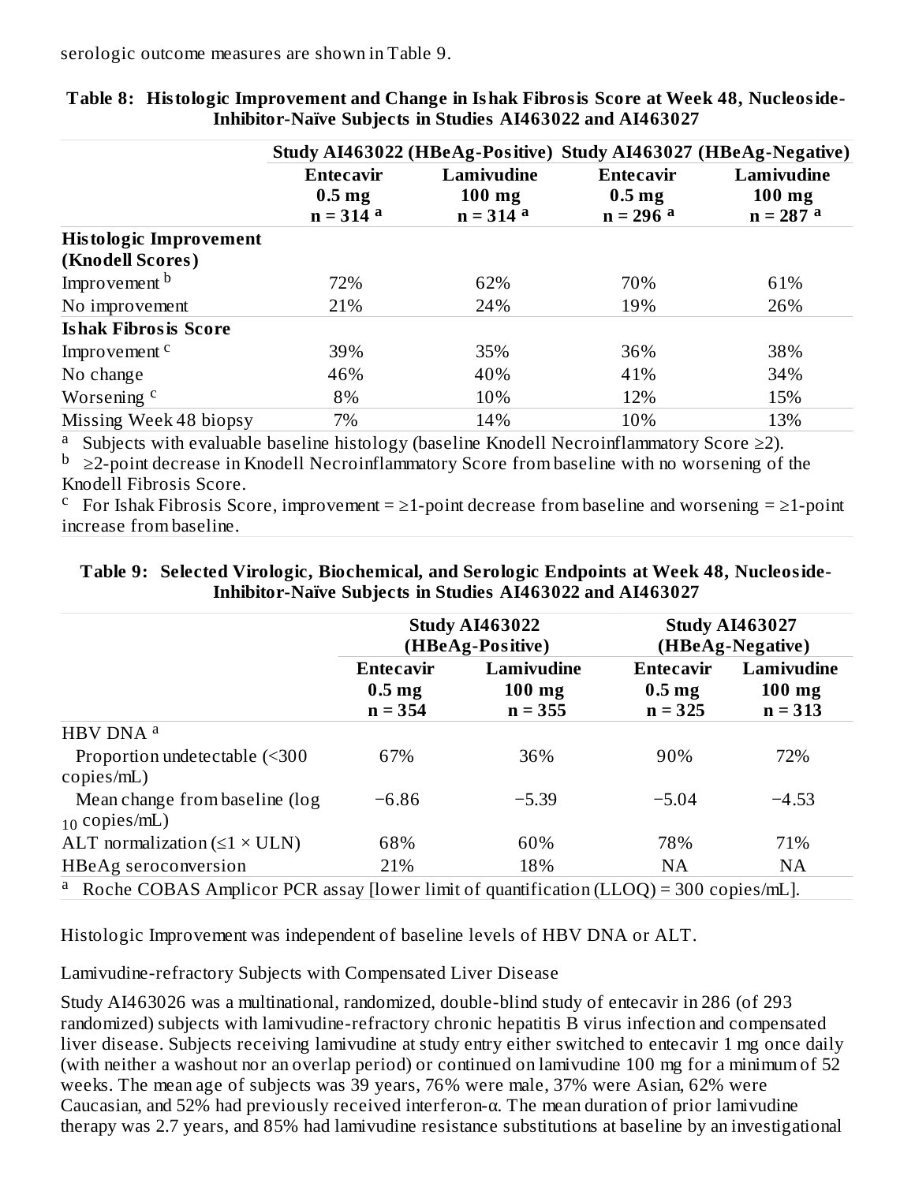serologic outcome measures are shown in Table 9.

**Table 8: Histologic Improvement and Change in Ishak Fibrosis Score at Week 48, Nucleoside-Inhibitor-Naïve Subjects in Studies AI463022 and AI463027**

| | Study AI463022 (HBeAg-Positive) | | Study AI463027 (HBeAg-Negative) | |
|---|---|---|---|---|
| | **Entecavir 0.5 mg n = 314 [a]** | **Lamivudine 100 mg n = 314 [a]** | **Entecavir 0.5 mg n = 296 [a]** | **Lamivudine 100 mg n = 287 [a]** |
| **Histologic Improvement (Knodell Scores)** | | | | |
| Improvement [b] | 72% | 62% | 70% | 61% |
| No improvement | 21% | 24% | 19% | 26% |
| **Ishak Fibrosis Score** | | | | |
| Improvement [c] | 39% | 35% | 36% | 38% |
| No change | 46% | 40% | 41% | 34% |
| Worsening [c] | 8% | 10% | 12% | 15% |
| Missing Week 48 biopsy | 7% | 14% | 10% | 13% |

[a] Subjects with evaluable baseline histology (baseline Knodell Necroinflammatory Score ≥2).
[b] ≥2-point decrease in Knodell Necroinflammatory Score from baseline with no worsening of the Knodell Fibrosis Score.
[c] For Ishak Fibrosis Score, improvement = ≥1-point decrease from baseline and worsening = ≥1-point increase from baseline.

**Table 9: Selected Virologic, Biochemical, and Serologic Endpoints at Week 48, Nucleoside-Inhibitor-Naïve Subjects in Studies AI463022 and AI463027**

| | Study AI463022 (HBeAg-Positive) | | Study AI463027 (HBeAg-Negative) | |
|---|---|---|---|---|
| | **Entecavir 0.5 mg n = 354** | **Lamivudine 100 mg n = 355** | **Entecavir 0.5 mg n = 325** | **Lamivudine 100 mg n = 313** |
| HBV DNA [a] | | | | |
| Proportion undetectable (<300 copies/mL) | 67% | 36% | 90% | 72% |
| Mean change from baseline ($\log_{10}$ copies/mL) | −6.86 | −5.39 | −5.04 | −4.53 |
| ALT normalization (≤1 × ULN) | 68% | 60% | 78% | 71% |
| HBeAg seroconversion | 21% | 18% | NA | NA |

[a] Roche COBAS Amplicor PCR assay [lower limit of quantification (LLOQ) = 300 copies/mL].

Histologic Improvement was independent of baseline levels of HBV DNA or ALT.

Lamivudine-refractory Subjects with Compensated Liver Disease

Study AI463026 was a multinational, randomized, double-blind study of entecavir in 286 (of 293 randomized) subjects with lamivudine-refractory chronic hepatitis B virus infection and compensated liver disease. Subjects receiving lamivudine at study entry either switched to entecavir 1 mg once daily (with neither a washout nor an overlap period) or continued on lamivudine 100 mg for a minimum of 52 weeks. The mean age of subjects was 39 years, 76% were male, 37% were Asian, 62% were Caucasian, and 52% had previously received interferon-α. The mean duration of prior lamivudine therapy was 2.7 years, and 85% had lamivudine resistance substitutions at baseline by an investigational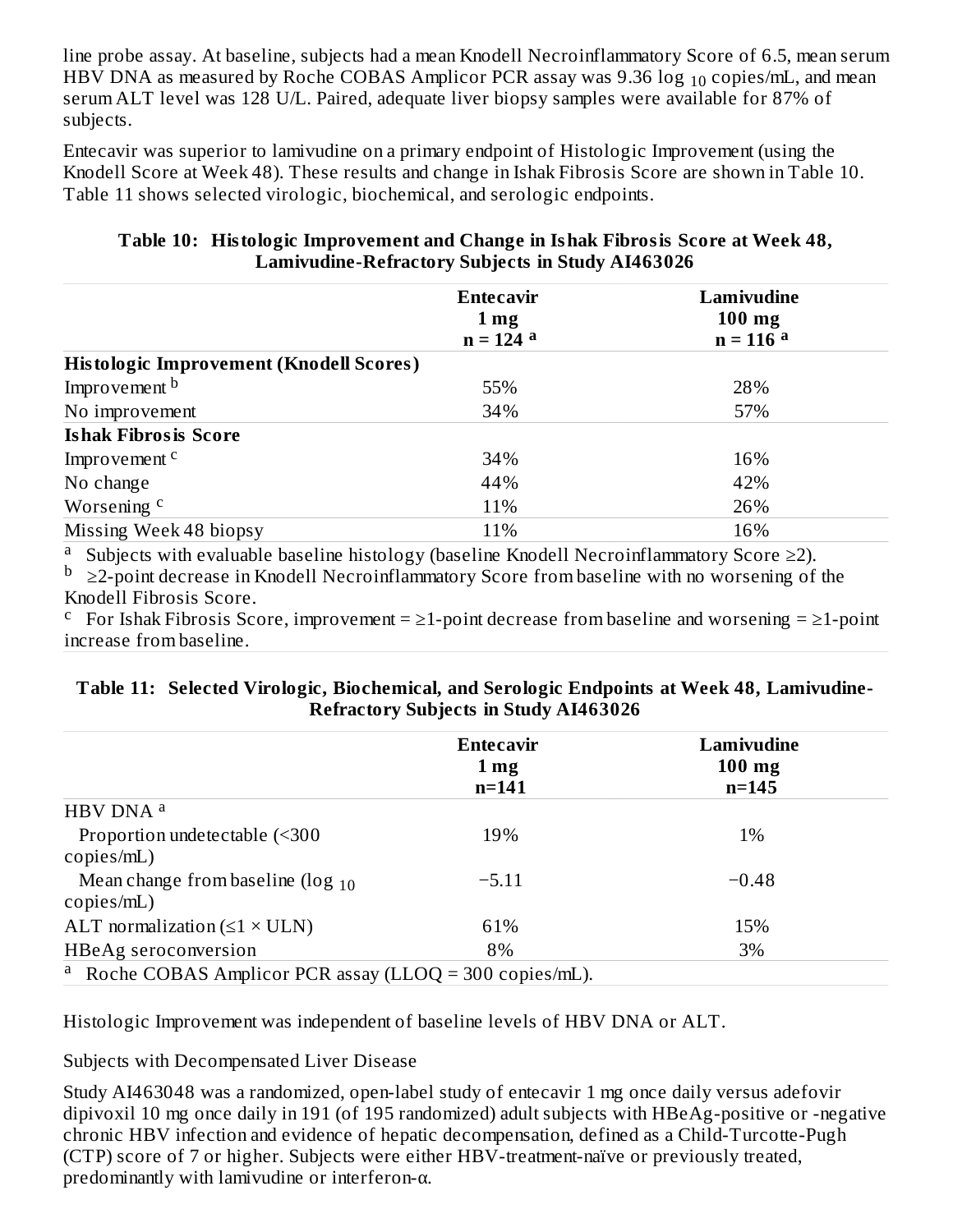line probe assay. At baseline, subjects had a mean Knodell Necroinflammatory Score of 6.5, mean serum HBV DNA as measured by Roche COBAS Amplicor PCR assay was 9.36 $\log_{10}$ copies/mL, and mean serum ALT level was 128 U/L. Paired, adequate liver biopsy samples were available for 87% of subjects.

Entecavir was superior to lamivudine on a primary endpoint of Histologic Improvement (using the Knodell Score at Week 48). These results and change in Ishak Fibrosis Score are shown in Table 10. Table 11 shows selected virologic, biochemical, and serologic endpoints.

**Table 10: Histologic Improvement and Change in Ishak Fibrosis Score at Week 48, Lamivudine-Refractory Subjects in Study AI463026**

| | Entecavir 1 mg n = 124 [a] | Lamivudine 100 mg n = 116 [a] |
|---|---|---|
| **Histologic Improvement (Knodell Scores)** | | |
| Improvement [b] | 55% | 28% |
| No improvement | 34% | 57% |
| **Ishak Fibrosis Score** | | |
| Improvement [c] | 34% | 16% |
| No change | 44% | 42% |
| Worsening [c] | 11% | 26% |
| Missing Week 48 biopsy | 11% | 16% |

[a] Subjects with evaluable baseline histology (baseline Knodell Necroinflammatory Score ≥2).
[b] ≥2-point decrease in Knodell Necroinflammatory Score from baseline with no worsening of the Knodell Fibrosis Score.
[c] For Ishak Fibrosis Score, improvement = ≥1-point decrease from baseline and worsening = ≥1-point increase from baseline.

**Table 11: Selected Virologic, Biochemical, and Serologic Endpoints at Week 48, Lamivudine-Refractory Subjects in Study AI463026**

| | Entecavir 1 mg n=141 | Lamivudine 100 mg n=145 |
|---|---|---|
| HBV DNA [a] | | |
| Proportion undetectable (<300 copies/mL) | 19% | 1% |
| Mean change from baseline ($\log_{10}$ copies/mL) | −5.11 | −0.48 |
| ALT normalization (≤1 × ULN) | 61% | 15% |
| HBeAg seroconversion | 8% | 3% |

[a] Roche COBAS Amplicor PCR assay (LLOQ = 300 copies/mL).

Histologic Improvement was independent of baseline levels of HBV DNA or ALT.

Subjects with Decompensated Liver Disease

Study AI463048 was a randomized, open-label study of entecavir 1 mg once daily versus adefovir dipivoxil 10 mg once daily in 191 (of 195 randomized) adult subjects with HBeAg-positive or -negative chronic HBV infection and evidence of hepatic decompensation, defined as a Child-Turcotte-Pugh (CTP) score of 7 or higher. Subjects were either HBV-treatment-naïve or previously treated, predominantly with lamivudine or interferon-α.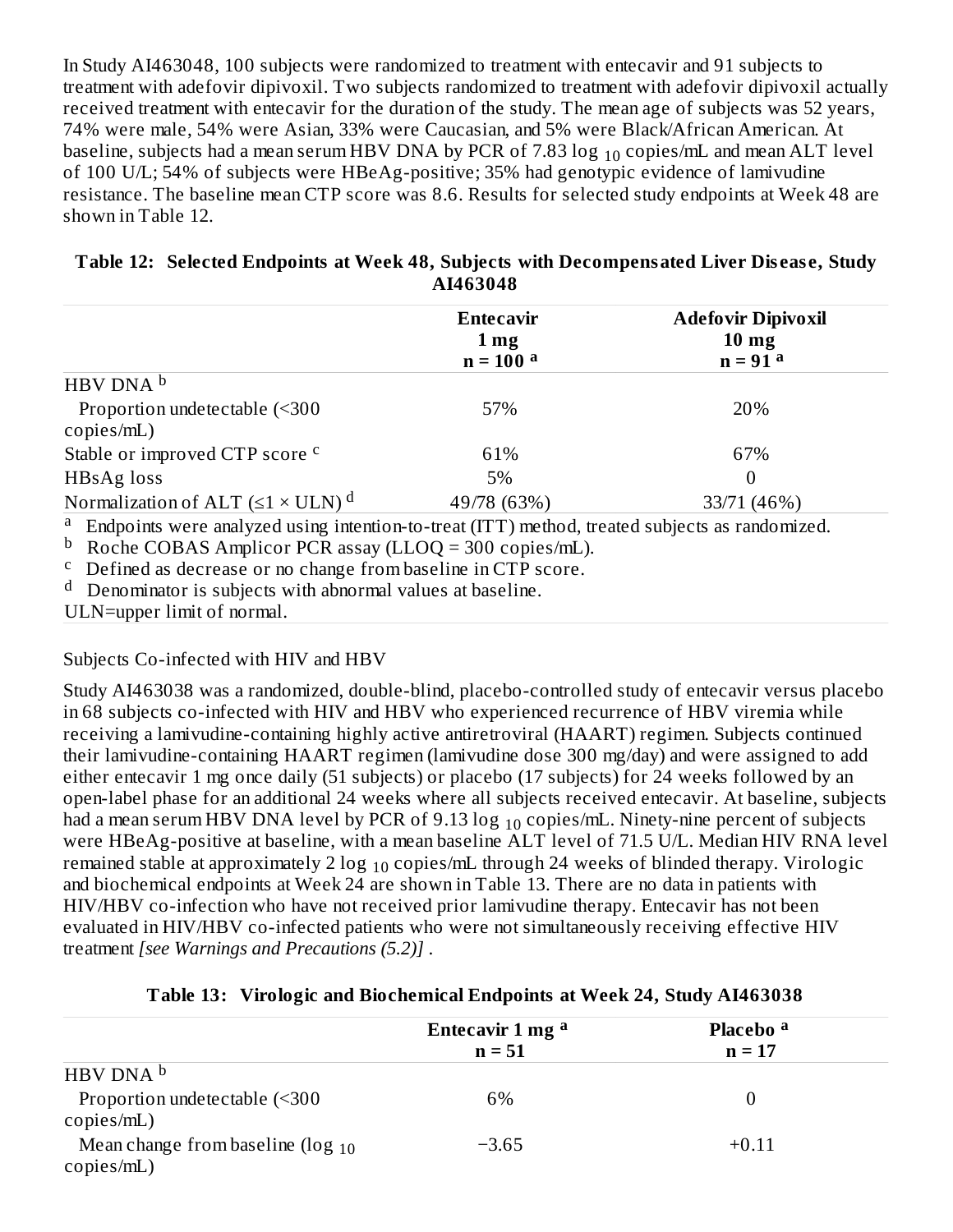In Study AI463048, 100 subjects were randomized to treatment with entecavir and 91 subjects to treatment with adefovir dipivoxil. Two subjects randomized to treatment with adefovir dipivoxil actually received treatment with entecavir for the duration of the study. The mean age of subjects was 52 years, 74% were male, 54% were Asian, 33% were Caucasian, and 5% were Black/African American. At baseline, subjects had a mean serum HBV DNA by PCR of 7.83 $\log_{10}$ copies/mL and mean ALT level of 100 U/L; 54% of subjects were HBeAg-positive; 35% had genotypic evidence of lamivudine resistance. The baseline mean CTP score was 8.6. Results for selected study endpoints at Week 48 are shown in Table 12.

**Table 12: Selected Endpoints at Week 48, Subjects with Decompensated Liver Disease, Study AI463048**

| | **Entecavir 1 mg n = 100 [a]** | **Adefovir Dipivoxil 10 mg n = 91 [a]** |
|---|---|---|
| HBV DNA [b] | | |
| Proportion undetectable (<300 copies/mL) | 57% | 20% |
| Stable or improved CTP score [c] | 61% | 67% |
| HBsAg loss | 5% | 0 |
| Normalization of ALT (≤1 × ULN) [d] | 49/78 (63%) | 33/71 (46%) |

[a] Endpoints were analyzed using intention-to-treat (ITT) method, treated subjects as randomized.
[b] Roche COBAS Amplicor PCR assay (LLOQ = 300 copies/mL).
[c] Defined as decrease or no change from baseline in CTP score.
[d] Denominator is subjects with abnormal values at baseline.
ULN=upper limit of normal.

Subjects Co-infected with HIV and HBV

Study AI463038 was a randomized, double-blind, placebo-controlled study of entecavir versus placebo in 68 subjects co-infected with HIV and HBV who experienced recurrence of HBV viremia while receiving a lamivudine-containing highly active antiretroviral (HAART) regimen. Subjects continued their lamivudine-containing HAART regimen (lamivudine dose 300 mg/day) and were assigned to add either entecavir 1 mg once daily (51 subjects) or placebo (17 subjects) for 24 weeks followed by an open-label phase for an additional 24 weeks where all subjects received entecavir. At baseline, subjects had a mean serum HBV DNA level by PCR of 9.13 $\log_{10}$ copies/mL. Ninety-nine percent of subjects were HBeAg-positive at baseline, with a mean baseline ALT level of 71.5 U/L. Median HIV RNA level remained stable at approximately 2 $\log_{10}$ copies/mL through 24 weeks of blinded therapy. Virologic and biochemical endpoints at Week 24 are shown in Table 13. There are no data in patients with HIV/HBV co-infection who have not received prior lamivudine therapy. Entecavir has not been evaluated in HIV/HBV co-infected patients who were not simultaneously receiving effective HIV treatment *[see Warnings and Precautions (5.2)]* .

**Table 13: Virologic and Biochemical Endpoints at Week 24, Study AI463038**

| | **Entecavir 1 mg [a] n = 51** | **Placebo [a] n = 17** |
|---|---|---|
| HBV DNA [b] | | |
| Proportion undetectable (<300 copies/mL) | 6% | 0 |
| Mean change from baseline ($\log_{10}$ copies/mL) | −3.65 | +0.11 |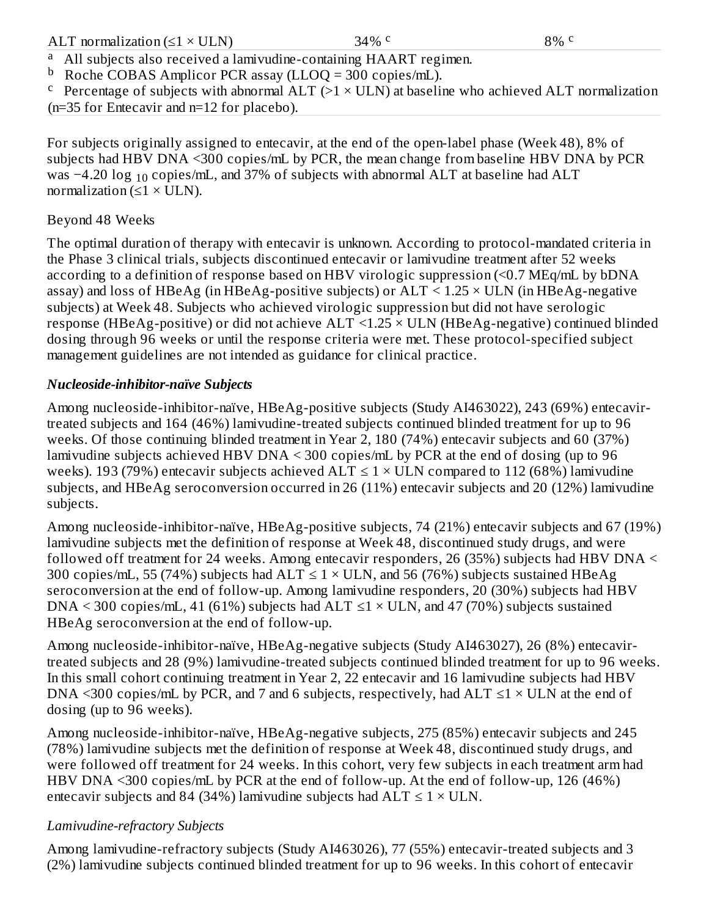| ALT normalization (≤1 × ULN) | 34% [c] | 8% [c] |
|---|---|---|

[a] All subjects also received a lamivudine-containing HAART regimen.
[b] Roche COBAS Amplicor PCR assay (LLOQ = 300 copies/mL).
[c] Percentage of subjects with abnormal ALT (>1 × ULN) at baseline who achieved ALT normalization (n=35 for Entecavir and n=12 for placebo).

For subjects originally assigned to entecavir, at the end of the open-label phase (Week 48), 8% of subjects had HBV DNA <300 copies/mL by PCR, the mean change from baseline HBV DNA by PCR was −4.20 $\log_{10}$ copies/mL, and 37% of subjects with abnormal ALT at baseline had ALT normalization (≤1 × ULN).

Beyond 48 Weeks

The optimal duration of therapy with entecavir is unknown. According to protocol-mandated criteria in the Phase 3 clinical trials, subjects discontinued entecavir or lamivudine treatment after 52 weeks according to a definition of response based on HBV virologic suppression (<0.7 MEq/mL by bDNA assay) and loss of HBeAg (in HBeAg-positive subjects) or ALT < 1.25 × ULN (in HBeAg-negative subjects) at Week 48. Subjects who achieved virologic suppression but did not have serologic response (HBeAg-positive) or did not achieve ALT <1.25 × ULN (HBeAg-negative) continued blinded dosing through 96 weeks or until the response criteria were met. These protocol-specified subject management guidelines are not intended as guidance for clinical practice.

***Nucleoside-inhibitor-naïve Subjects***

Among nucleoside-inhibitor-naïve, HBeAg-positive subjects (Study AI463022), 243 (69%) entecavir-treated subjects and 164 (46%) lamivudine-treated subjects continued blinded treatment for up to 96 weeks. Of those continuing blinded treatment in Year 2, 180 (74%) entecavir subjects and 60 (37%) lamivudine subjects achieved HBV DNA < 300 copies/mL by PCR at the end of dosing (up to 96 weeks). 193 (79%) entecavir subjects achieved ALT ≤ 1 × ULN compared to 112 (68%) lamivudine subjects, and HBeAg seroconversion occurred in 26 (11%) entecavir subjects and 20 (12%) lamivudine subjects.

Among nucleoside-inhibitor-naïve, HBeAg-positive subjects, 74 (21%) entecavir subjects and 67 (19%) lamivudine subjects met the definition of response at Week 48, discontinued study drugs, and were followed off treatment for 24 weeks. Among entecavir responders, 26 (35%) subjects had HBV DNA < 300 copies/mL, 55 (74%) subjects had ALT ≤ 1 × ULN, and 56 (76%) subjects sustained HBeAg seroconversion at the end of follow-up. Among lamivudine responders, 20 (30%) subjects had HBV DNA < 300 copies/mL, 41 (61%) subjects had ALT ≤1 × ULN, and 47 (70%) subjects sustained HBeAg seroconversion at the end of follow-up.

Among nucleoside-inhibitor-naïve, HBeAg-negative subjects (Study AI463027), 26 (8%) entecavir-treated subjects and 28 (9%) lamivudine-treated subjects continued blinded treatment for up to 96 weeks. In this small cohort continuing treatment in Year 2, 22 entecavir and 16 lamivudine subjects had HBV DNA <300 copies/mL by PCR, and 7 and 6 subjects, respectively, had ALT ≤1 × ULN at the end of dosing (up to 96 weeks).

Among nucleoside-inhibitor-naïve, HBeAg-negative subjects, 275 (85%) entecavir subjects and 245 (78%) lamivudine subjects met the definition of response at Week 48, discontinued study drugs, and were followed off treatment for 24 weeks. In this cohort, very few subjects in each treatment arm had HBV DNA <300 copies/mL by PCR at the end of follow-up. At the end of follow-up, 126 (46%) entecavir subjects and 84 (34%) lamivudine subjects had ALT ≤ 1 × ULN.

*Lamivudine-refractory Subjects*

Among lamivudine-refractory subjects (Study AI463026), 77 (55%) entecavir-treated subjects and 3 (2%) lamivudine subjects continued blinded treatment for up to 96 weeks. In this cohort of entecavir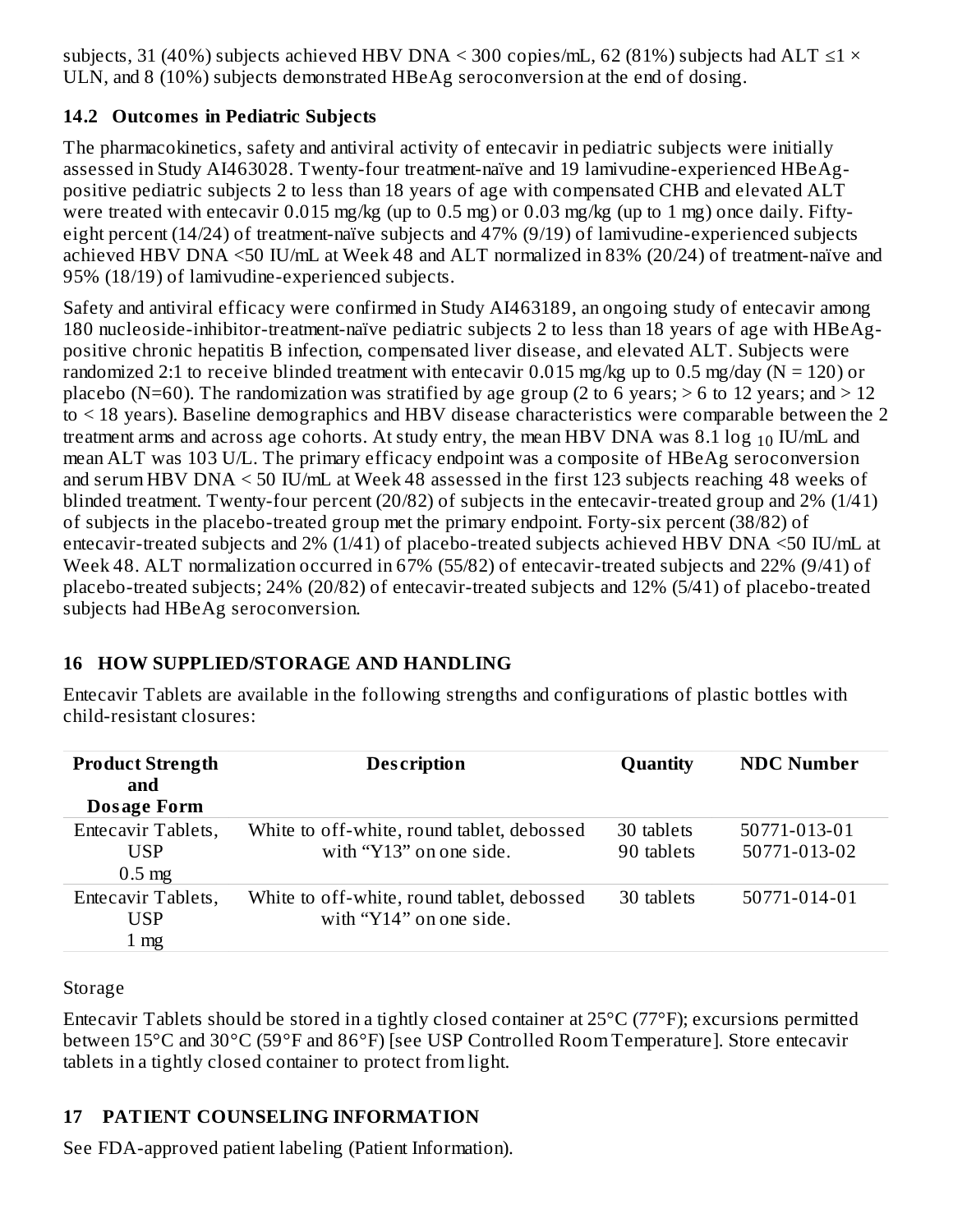subjects, 31 (40%) subjects achieved HBV DNA < 300 copies/mL, 62 (81%) subjects had ALT ≤1 × ULN, and 8 (10%) subjects demonstrated HBeAg seroconversion at the end of dosing.

### 14.2 Outcomes in Pediatric Subjects

The pharmacokinetics, safety and antiviral activity of entecavir in pediatric subjects were initially assessed in Study AI463028. Twenty-four treatment-naïve and 19 lamivudine-experienced HBeAg-positive pediatric subjects 2 to less than 18 years of age with compensated CHB and elevated ALT were treated with entecavir 0.015 mg/kg (up to 0.5 mg) or 0.03 mg/kg (up to 1 mg) once daily. Fifty-eight percent (14/24) of treatment-naïve subjects and 47% (9/19) of lamivudine-experienced subjects achieved HBV DNA <50 IU/mL at Week 48 and ALT normalized in 83% (20/24) of treatment-naïve and 95% (18/19) of lamivudine-experienced subjects.

Safety and antiviral efficacy were confirmed in Study AI463189, an ongoing study of entecavir among 180 nucleoside-inhibitor-treatment-naïve pediatric subjects 2 to less than 18 years of age with HBeAg-positive chronic hepatitis B infection, compensated liver disease, and elevated ALT. Subjects were randomized 2:1 to receive blinded treatment with entecavir 0.015 mg/kg up to 0.5 mg/day (N = 120) or placebo (N=60). The randomization was stratified by age group (2 to 6 years; > 6 to 12 years; and > 12 to < 18 years). Baseline demographics and HBV disease characteristics were comparable between the 2 treatment arms and across age cohorts. At study entry, the mean HBV DNA was 8.1 $\log_{10}$ IU/mL and mean ALT was 103 U/L. The primary efficacy endpoint was a composite of HBeAg seroconversion and serum HBV DNA < 50 IU/mL at Week 48 assessed in the first 123 subjects reaching 48 weeks of blinded treatment. Twenty-four percent (20/82) of subjects in the entecavir-treated group and 2% (1/41) of subjects in the placebo-treated group met the primary endpoint. Forty-six percent (38/82) of entecavir-treated subjects and 2% (1/41) of placebo-treated subjects achieved HBV DNA <50 IU/mL at Week 48. ALT normalization occurred in 67% (55/82) of entecavir-treated subjects and 22% (9/41) of placebo-treated subjects; 24% (20/82) of entecavir-treated subjects and 12% (5/41) of placebo-treated subjects had HBeAg seroconversion.

## 16 HOW SUPPLIED/STORAGE AND HANDLING

Entecavir Tablets are available in the following strengths and configurations of plastic bottles with child-resistant closures:

| Product Strength and Dosage Form | Description | Quantity | NDC Number |
|---|---|---|---|
| Entecavir Tablets, USP 0.5 mg | White to off-white, round tablet, debossed with “Y13” on one side. | 30 tablets<br>90 tablets | 50771-013-01<br>50771-013-02 |
| Entecavir Tablets, USP 1 mg | White to off-white, round tablet, debossed with “Y14” on one side. | 30 tablets | 50771-014-01 |

Storage

Entecavir Tablets should be stored in a tightly closed container at 25°C (77°F); excursions permitted between 15°C and 30°C (59°F and 86°F) [see USP Controlled Room Temperature]. Store entecavir tablets in a tightly closed container to protect from light.

## 17 PATIENT COUNSELING INFORMATION

See FDA-approved patient labeling (Patient Information).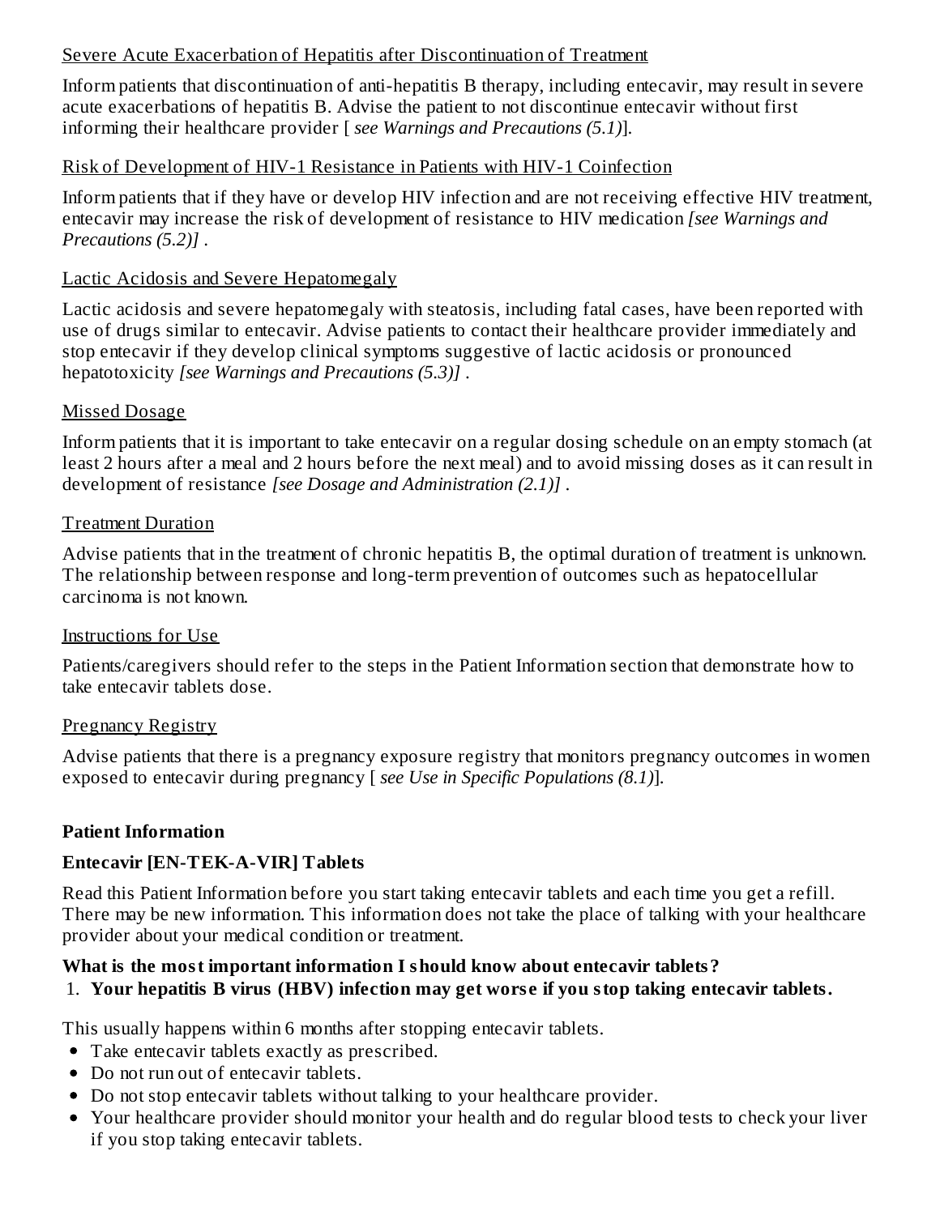Severe Acute Exacerbation of Hepatitis after Discontinuation of Treatment

Inform patients that discontinuation of anti-hepatitis B therapy, including entecavir, may result in severe acute exacerbations of hepatitis B. Advise the patient to not discontinue entecavir without first informing their healthcare provider [ *see Warnings and Precautions (5.1)*].

Risk of Development of HIV-1 Resistance in Patients with HIV-1 Coinfection

Inform patients that if they have or develop HIV infection and are not receiving effective HIV treatment, entecavir may increase the risk of development of resistance to HIV medication *[see Warnings and Precautions (5.2)]* .

Lactic Acidosis and Severe Hepatomegaly

Lactic acidosis and severe hepatomegaly with steatosis, including fatal cases, have been reported with use of drugs similar to entecavir. Advise patients to contact their healthcare provider immediately and stop entecavir if they develop clinical symptoms suggestive of lactic acidosis or pronounced hepatotoxicity *[see Warnings and Precautions (5.3)]* .

Missed Dosage

Inform patients that it is important to take entecavir on a regular dosing schedule on an empty stomach (at least 2 hours after a meal and 2 hours before the next meal) and to avoid missing doses as it can result in development of resistance *[see Dosage and Administration (2.1)]* .

Treatment Duration

Advise patients that in the treatment of chronic hepatitis B, the optimal duration of treatment is unknown. The relationship between response and long-term prevention of outcomes such as hepatocellular carcinoma is not known.

Instructions for Use

Patients/caregivers should refer to the steps in the Patient Information section that demonstrate how to take entecavir tablets dose.

Pregnancy Registry

Advise patients that there is a pregnancy exposure registry that monitors pregnancy outcomes in women exposed to entecavir during pregnancy [ *see Use in Specific Populations (8.1)*].

**Patient Information**

**Entecavir [EN-TEK-A-VIR] Tablets**

Read this Patient Information before you start taking entecavir tablets and each time you get a refill. There may be new information. This information does not take the place of talking with your healthcare provider about your medical condition or treatment.

**What is the most important information I should know about entecavir tablets?**

1. **Your hepatitis B virus (HBV) infection may get worse if you stop taking entecavir tablets.**

This usually happens within 6 months after stopping entecavir tablets.

- Take entecavir tablets exactly as prescribed.
- Do not run out of entecavir tablets.
- Do not stop entecavir tablets without talking to your healthcare provider.
- Your healthcare provider should monitor your health and do regular blood tests to check your liver if you stop taking entecavir tablets.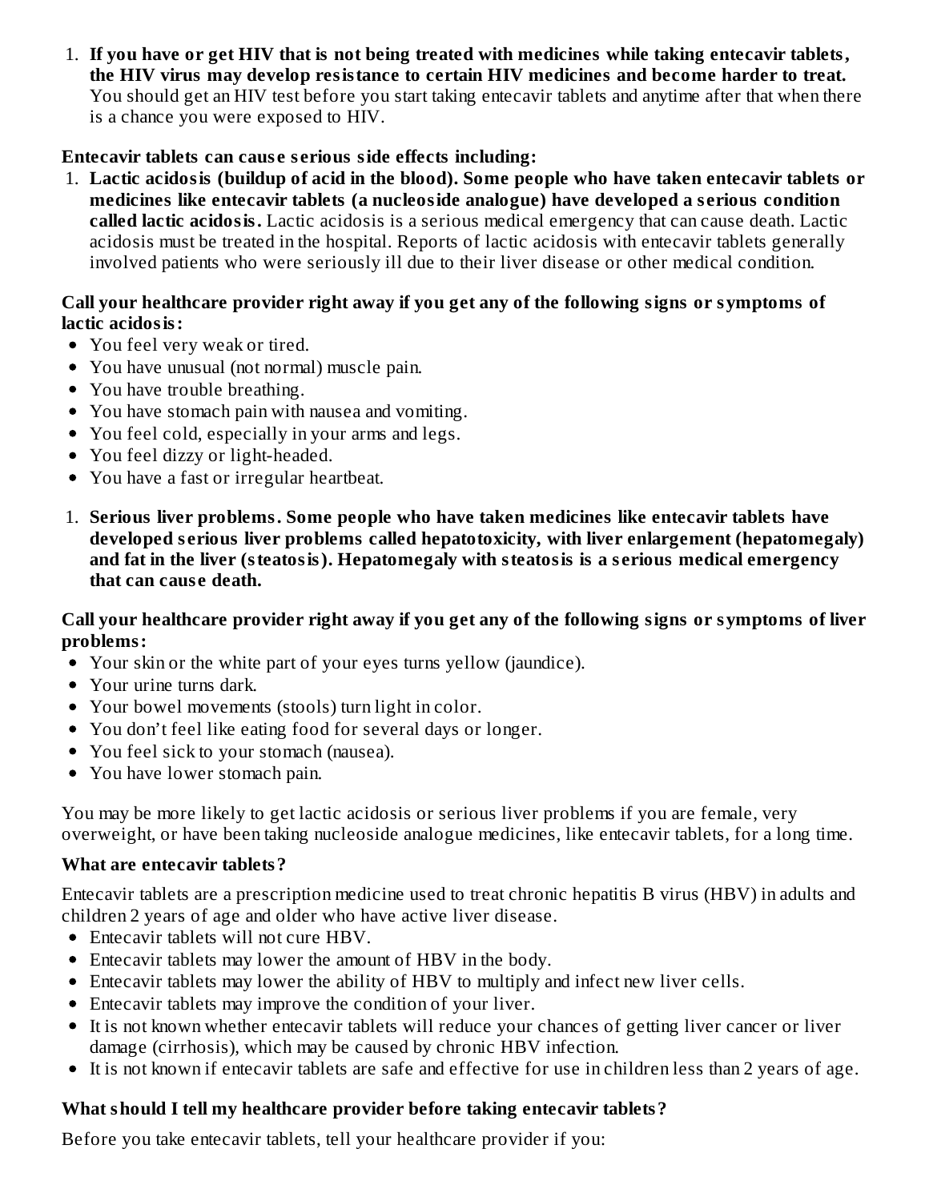1. **If you have or get HIV that is not being treated with medicines while taking entecavir tablets, the HIV virus may develop resistance to certain HIV medicines and become harder to treat.** You should get an HIV test before you start taking entecavir tablets and anytime after that when there is a chance you were exposed to HIV.

**Entecavir tablets can cause serious side effects including:**

1. **Lactic acidosis (buildup of acid in the blood). Some people who have taken entecavir tablets or medicines like entecavir tablets (a nucleoside analogue) have developed a serious condition called lactic acidosis.** Lactic acidosis is a serious medical emergency that can cause death. Lactic acidosis must be treated in the hospital. Reports of lactic acidosis with entecavir tablets generally involved patients who were seriously ill due to their liver disease or other medical condition.

**Call your healthcare provider right away if you get any of the following signs or symptoms of lactic acidosis:**

- You feel very weak or tired.
- You have unusual (not normal) muscle pain.
- You have trouble breathing.
- You have stomach pain with nausea and vomiting.
- You feel cold, especially in your arms and legs.
- You feel dizzy or light-headed.
- You have a fast or irregular heartbeat.

1. **Serious liver problems. Some people who have taken medicines like entecavir tablets have developed serious liver problems called hepatotoxicity, with liver enlargement (hepatomegaly) and fat in the liver (steatosis). Hepatomegaly with steatosis is a serious medical emergency that can cause death.**

**Call your healthcare provider right away if you get any of the following signs or symptoms of liver problems:**

- Your skin or the white part of your eyes turns yellow (jaundice).
- Your urine turns dark.
- Your bowel movements (stools) turn light in color.
- You don't feel like eating food for several days or longer.
- You feel sick to your stomach (nausea).
- You have lower stomach pain.

You may be more likely to get lactic acidosis or serious liver problems if you are female, very overweight, or have been taking nucleoside analogue medicines, like entecavir tablets, for a long time.

**What are entecavir tablets?**

Entecavir tablets are a prescription medicine used to treat chronic hepatitis B virus (HBV) in adults and children 2 years of age and older who have active liver disease.

- Entecavir tablets will not cure HBV.
- Entecavir tablets may lower the amount of HBV in the body.
- Entecavir tablets may lower the ability of HBV to multiply and infect new liver cells.
- Entecavir tablets may improve the condition of your liver.
- It is not known whether entecavir tablets will reduce your chances of getting liver cancer or liver damage (cirrhosis), which may be caused by chronic HBV infection.
- It is not known if entecavir tablets are safe and effective for use in children less than 2 years of age.

**What should I tell my healthcare provider before taking entecavir tablets?**

Before you take entecavir tablets, tell your healthcare provider if you: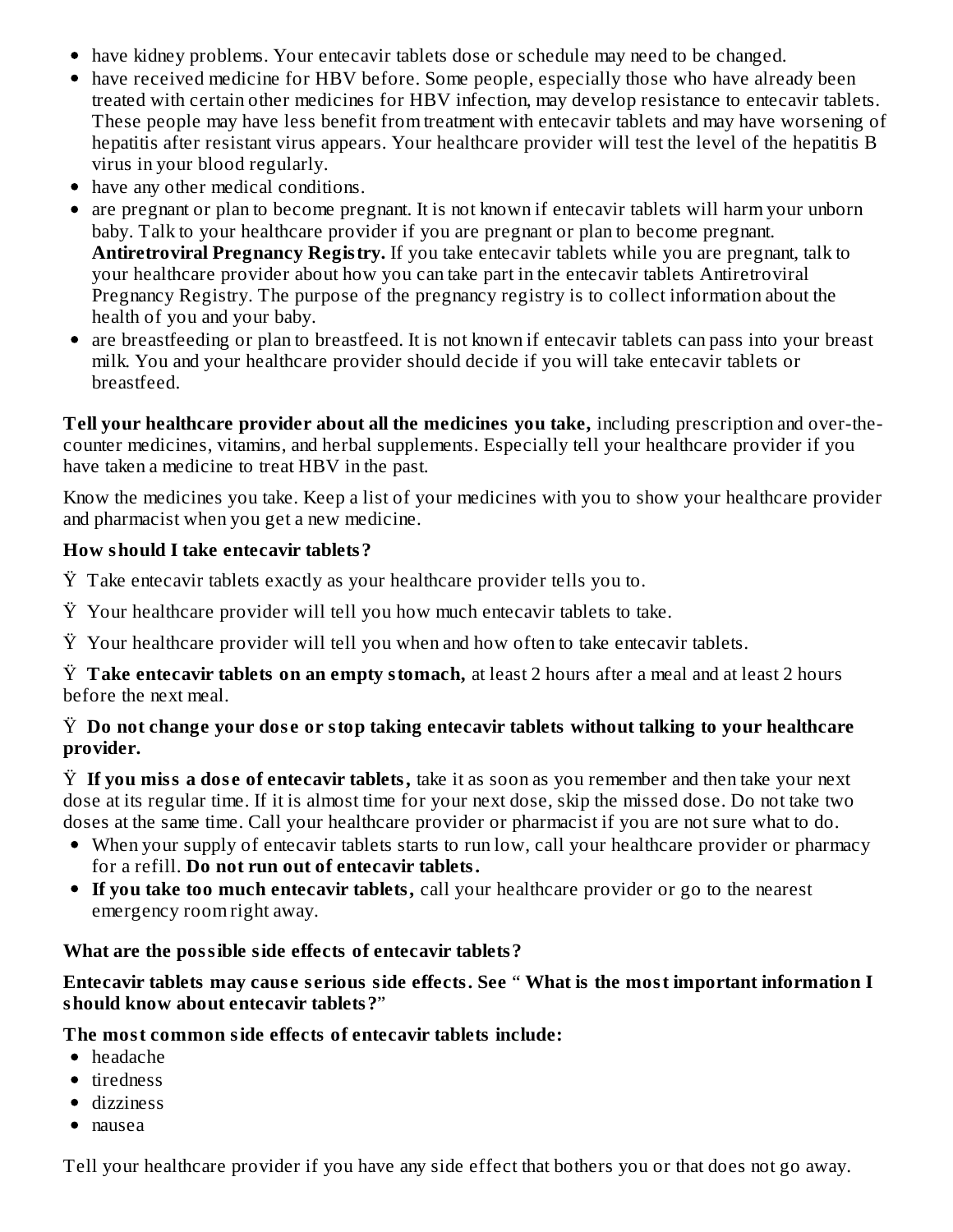- have kidney problems. Your entecavir tablets dose or schedule may need to be changed.
- have received medicine for HBV before. Some people, especially those who have already been treated with certain other medicines for HBV infection, may develop resistance to entecavir tablets. These people may have less benefit from treatment with entecavir tablets and may have worsening of hepatitis after resistant virus appears. Your healthcare provider will test the level of the hepatitis B virus in your blood regularly.
- have any other medical conditions.
- are pregnant or plan to become pregnant. It is not known if entecavir tablets will harm your unborn baby. Talk to your healthcare provider if you are pregnant or plan to become pregnant. **Antiretroviral Pregnancy Registry.** If you take entecavir tablets while you are pregnant, talk to your healthcare provider about how you can take part in the entecavir tablets Antiretroviral Pregnancy Registry. The purpose of the pregnancy registry is to collect information about the health of you and your baby.
- are breastfeeding or plan to breastfeed. It is not known if entecavir tablets can pass into your breast milk. You and your healthcare provider should decide if you will take entecavir tablets or breastfeed.

**Tell your healthcare provider about all the medicines you take,** including prescription and over-the-counter medicines, vitamins, and herbal supplements. Especially tell your healthcare provider if you have taken a medicine to treat HBV in the past.

Know the medicines you take. Keep a list of your medicines with you to show your healthcare provider and pharmacist when you get a new medicine.

**How should I take entecavir tablets?**

Ÿ Take entecavir tablets exactly as your healthcare provider tells you to.

Ÿ Your healthcare provider will tell you how much entecavir tablets to take.

Ÿ Your healthcare provider will tell you when and how often to take entecavir tablets.

Ÿ **Take entecavir tablets on an empty stomach,** at least 2 hours after a meal and at least 2 hours before the next meal.

Ÿ **Do not change your dose or stop taking entecavir tablets without talking to your healthcare provider.**

Ÿ **If you miss a dose of entecavir tablets,** take it as soon as you remember and then take your next dose at its regular time. If it is almost time for your next dose, skip the missed dose. Do not take two doses at the same time. Call your healthcare provider or pharmacist if you are not sure what to do.

- When your supply of entecavir tablets starts to run low, call your healthcare provider or pharmacy for a refill. **Do not run out of entecavir tablets.**
- **If you take too much entecavir tablets,** call your healthcare provider or go to the nearest emergency room right away.

**What are the possible side effects of entecavir tablets?**

**Entecavir tablets may cause serious side effects. See " What is the most important information I should know about entecavir tablets?"**

**The most common side effects of entecavir tablets include:**

- headache
- tiredness
- dizziness
- nausea

Tell your healthcare provider if you have any side effect that bothers you or that does not go away.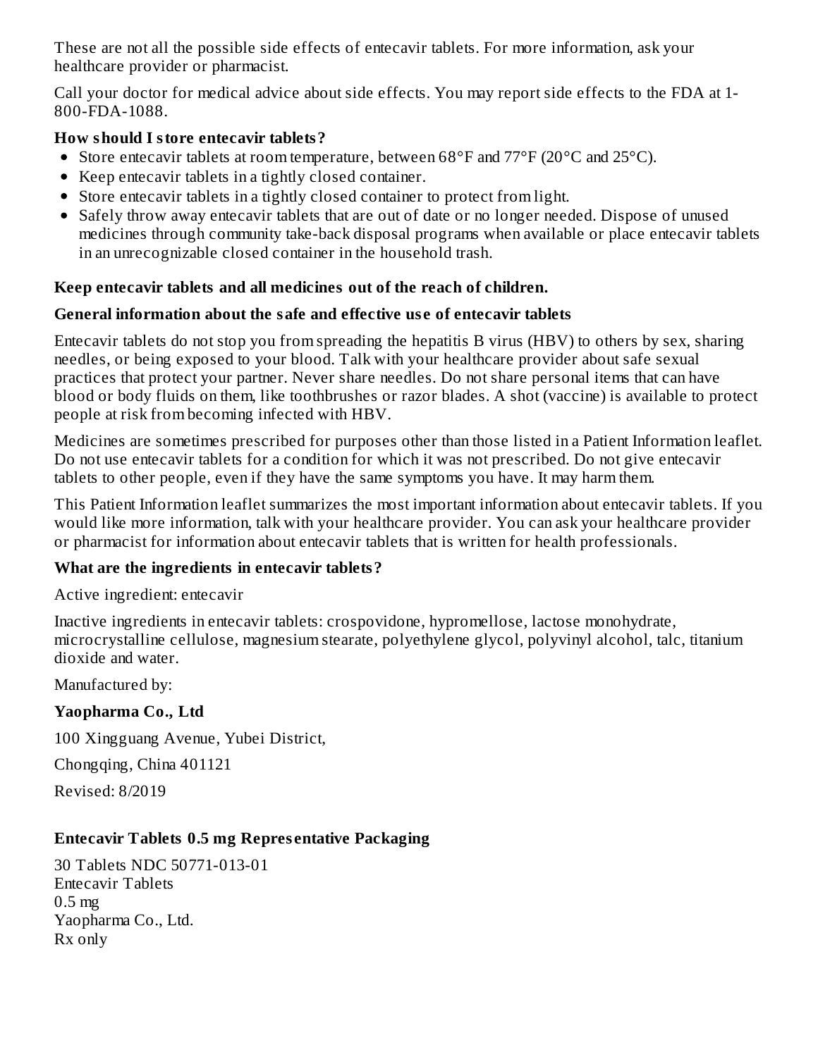These are not all the possible side effects of entecavir tablets. For more information, ask your healthcare provider or pharmacist.

Call your doctor for medical advice about side effects. You may report side effects to the FDA at 1-800-FDA-1088.

**How should I store entecavir tablets?**

- Store entecavir tablets at room temperature, between 68°F and 77°F (20°C and 25°C).
- Keep entecavir tablets in a tightly closed container.
- Store entecavir tablets in a tightly closed container to protect from light.
- Safely throw away entecavir tablets that are out of date or no longer needed. Dispose of unused medicines through community take-back disposal programs when available or place entecavir tablets in an unrecognizable closed container in the household trash.

**Keep entecavir tablets and all medicines out of the reach of children.**

**General information about the safe and effective use of entecavir tablets**

Entecavir tablets do not stop you from spreading the hepatitis B virus (HBV) to others by sex, sharing needles, or being exposed to your blood. Talk with your healthcare provider about safe sexual practices that protect your partner. Never share needles. Do not share personal items that can have blood or body fluids on them, like toothbrushes or razor blades. A shot (vaccine) is available to protect people at risk from becoming infected with HBV.

Medicines are sometimes prescribed for purposes other than those listed in a Patient Information leaflet. Do not use entecavir tablets for a condition for which it was not prescribed. Do not give entecavir tablets to other people, even if they have the same symptoms you have. It may harm them.

This Patient Information leaflet summarizes the most important information about entecavir tablets. If you would like more information, talk with your healthcare provider. You can ask your healthcare provider or pharmacist for information about entecavir tablets that is written for health professionals.

**What are the ingredients in entecavir tablets?**

Active ingredient: entecavir

Inactive ingredients in entecavir tablets: crospovidone, hypromellose, lactose monohydrate, microcrystalline cellulose, magnesium stearate, polyethylene glycol, polyvinyl alcohol, talc, titanium dioxide and water.

Manufactured by:

**Yaopharma Co., Ltd**

100 Xingguang Avenue, Yubei District,

Chongqing, China 401121

Revised: 8/2019

**Entecavir Tablets 0.5 mg Representative Packaging**

30 Tablets NDC 50771-013-01
Entecavir Tablets
0.5 mg
Yaopharma Co., Ltd.
Rx only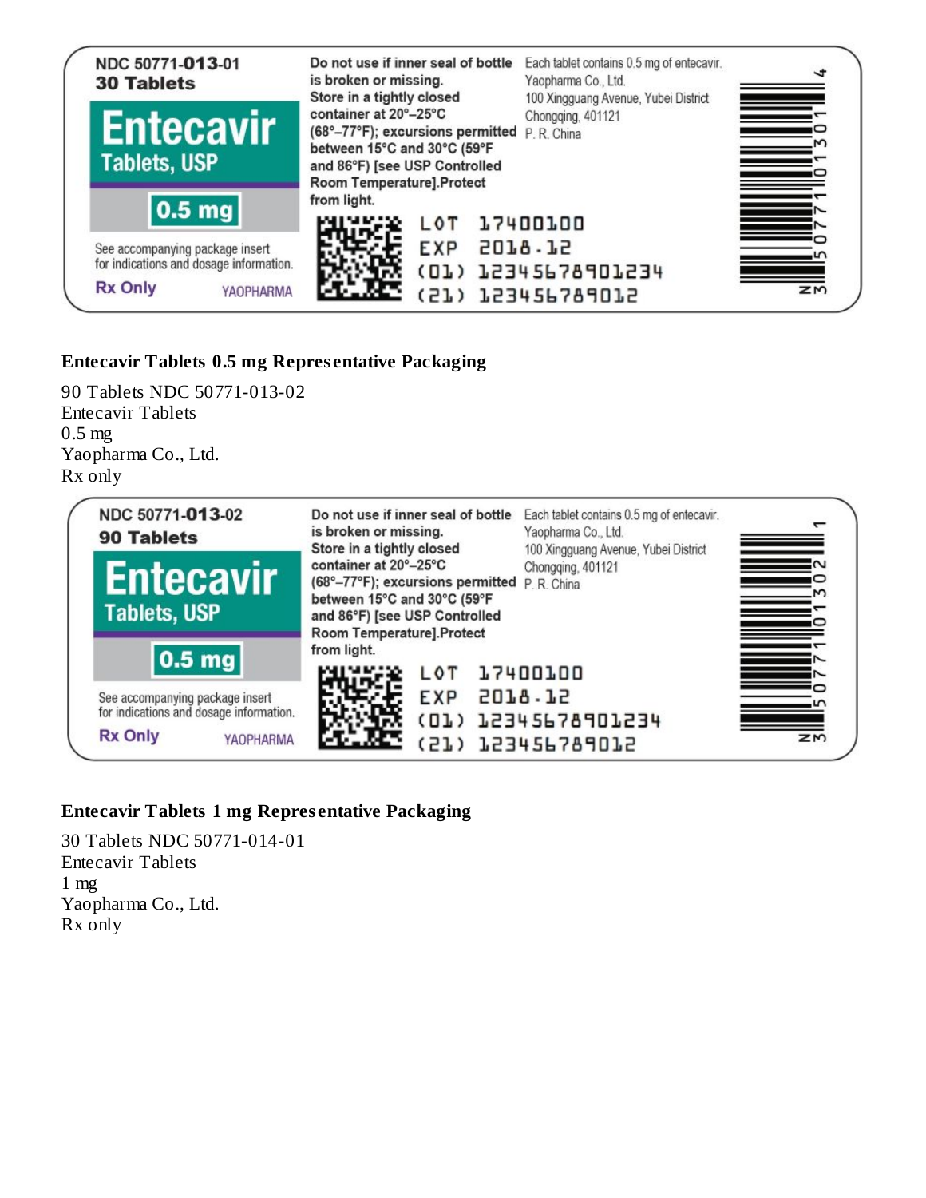NDC 50771-013-01
30 Tablets
Entecavir
Tablets, USP
0.5 mg
See accompanying package insert for indications and dosage information.
Rx Only
YAOPHARMA

Do not use if inner seal of bottle is broken or missing.
Store in a tightly closed container at 20°–25°C (68°–77°F); excursions permitted between 15°C and 30°C (59°F and 86°F) [see USP Controlled Room Temperature].Protect from light.

Each tablet contains 0.5 mg of entecavir.
Yaopharma Co., Ltd.
100 Xingguang Avenue, Yubei District
Chongqing, 401121
P. R. China

LOT 17400100
EXP 2018.12
(01) 12345678901234
(21) 123456789012

N 3 50771 01301 4

**Entecavir Tablets 0.5 mg Representative Packaging**

90 Tablets NDC 50771-013-02
Entecavir Tablets
0.5 mg
Yaopharma Co., Ltd.
Rx only

NDC 50771-013-02
90 Tablets
Entecavir
Tablets, USP
0.5 mg
See accompanying package insert for indications and dosage information.
Rx Only
YAOPHARMA

Do not use if inner seal of bottle is broken or missing.
Store in a tightly closed container at 20°–25°C (68°–77°F); excursions permitted between 15°C and 30°C (59°F and 86°F) [see USP Controlled Room Temperature].Protect from light.

Each tablet contains 0.5 mg of entecavir.
Yaopharma Co., Ltd.
100 Xingguang Avenue, Yubei District
Chongqing, 401121
P. R. China

LOT 17400100
EXP 2018.12
(01) 12345678901234
(21) 123456789012

N 3 50771 01302 1

**Entecavir Tablets 1 mg Representative Packaging**

30 Tablets NDC 50771-014-01
Entecavir Tablets
1 mg
Yaopharma Co., Ltd.
Rx only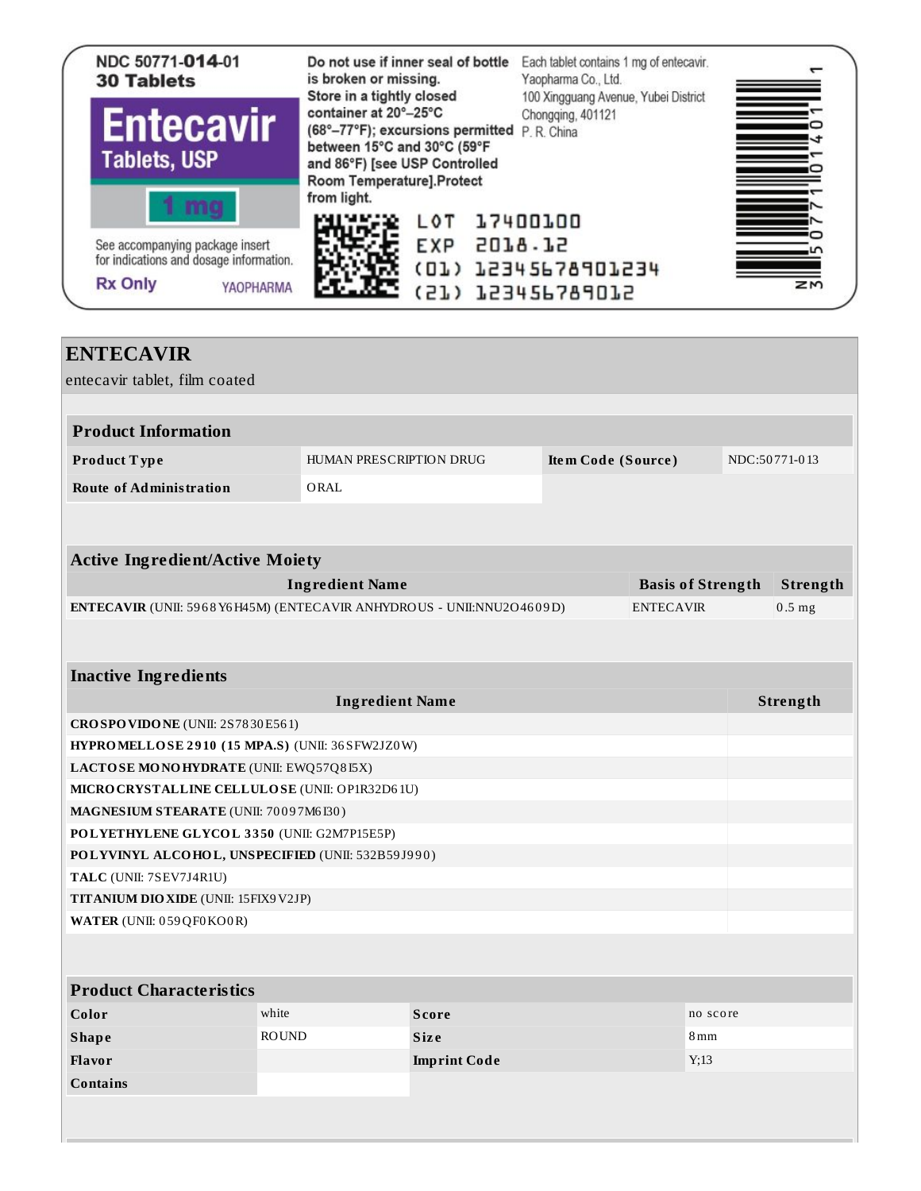NDC 50771-**014**-01
**30 Tablets**

**Entecavir**
**Tablets, USP**

**1 mg**

See accompanying package insert for indications and dosage information.

**Rx Only**

YAOPHARMA

**Do not use if inner seal of bottle is broken or missing.**
**Store in a tightly closed container at 20°–25°C (68°–77°F); excursions permitted between 15°C and 30°C (59°F and 86°F) [see USP Controlled Room Temperature].Protect from light.**

Each tablet contains 1 mg of entecavir.
Yaopharma Co., Ltd.
100 Xingguang Avenue, Yubei District
Chongqing, 401121
P. R. China

LOT 17400100
EXP 2018.12
(01) 12345678901234
(21) 123456789012

N 3 50771 01401 1

# ENTECAVIR

entecavir tablet, film coated

| **Product Information** | | | |
|---|---|---|---|
| **Product Type** | HUMAN PRESCRIPTION DRUG | **Item Code (Source)** | NDC:50771-013 |
| **Route of Administration** | ORAL | | |

| **Active Ingredient/Active Moiety** | | |
|---|---|---|
| **Ingredient Name** | **Basis of Strength** | **Strength** |
| **ENTECAVIR** (UNII: 5968Y6H45M) (ENTECAVIR ANHYDROUS - UNII:NNU2O4609D) | ENTECAVIR | 0.5 mg |

| **Inactive Ingredients** | |
|---|---|
| **Ingredient Name** | **Strength** |
| **CROSPOVIDONE** (UNII: 2S7830E561) | |
| **HYPROMELLOSE 2910 (15 MPA.S)** (UNII: 36SFW2JZ0W) | |
| **LACTOSE MONOHYDRATE** (UNII: EWQ57Q8I5X) | |
| **MICROCRYSTALLINE CELLULOSE** (UNII: OP1R32D61U) | |
| **MAGNESIUM STEARATE** (UNII: 70097M6I30) | |
| **POLYETHYLENE GLYCOL 3350** (UNII: G2M7P15E5P) | |
| **POLYVINYL ALCOHOL, UNSPECIFIED** (UNII: 532B59J990) | |
| **TALC** (UNII: 7SEV7J4R1U) | |
| **TITANIUM DIOXIDE** (UNII: 15FIX9V2JP) | |
| **WATER** (UNII: 059QF0KO0R) | |

| **Product Characteristics** | | | |
|---|---|---|---|
| **Color** | white | **Score** | no score |
| **Shape** | ROUND | **Size** | 8mm |
| **Flavor** | | **Imprint Code** | Y;13 |
| **Contains** | | | |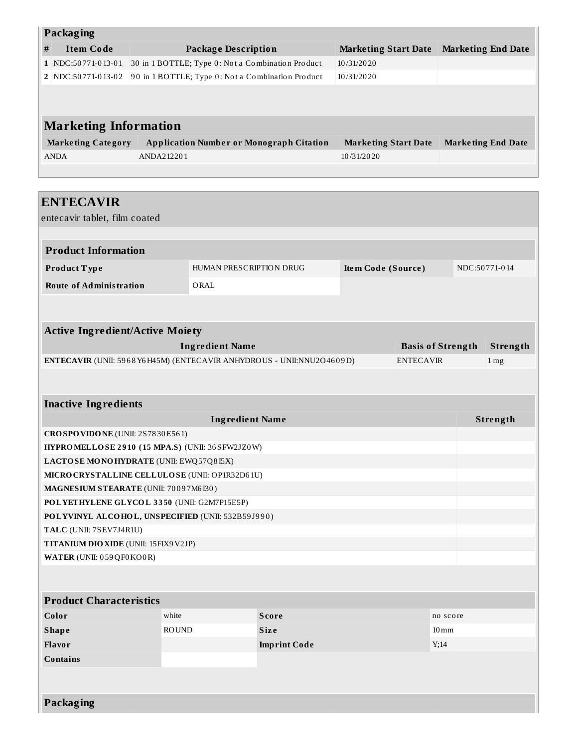## Packaging

| # | Item Code | Package Description | Marketing Start Date | Marketing End Date |
|---|---|---|---|---|
| 1 | NDC:50771-013-01 | 30 in 1 BOTTLE; Type 0: Not a Combination Product | 10/31/2020 | |
| 2 | NDC:50771-013-02 | 90 in 1 BOTTLE; Type 0: Not a Combination Product | 10/31/2020 | |

## Marketing Information

| Marketing Category | Application Number or Monograph Citation | Marketing Start Date | Marketing End Date |
|---|---|---|---|
| ANDA | ANDA212201 | 10/31/2020 | |

# ENTECAVIR

entecavir tablet, film coated

## Product Information

| Product Type | HUMAN PRESCRIPTION DRUG | Item Code (Source) | NDC:50771-014 |
|---|---|---|---|
| Route of Administration | ORAL | | |

## Active Ingredient/Active Moiety

| Ingredient Name | Basis of Strength | Strength |
|---|---|---|
| **ENTECAVIR** (UNII: 5968Y6H45M) (ENTECAVIR ANHYDROUS - UNII:NNU2O4609D) | ENTECAVIR | 1 mg |

## Inactive Ingredients

| Ingredient Name | Strength |
|---|---|
| **CROSPOVIDONE** (UNII: 2S7830E561) | |
| **HYPROMELLOSE 2910 (15 MPA.S)** (UNII: 36SFW2JZ0W) | |
| **LACTOSE MONOHYDRATE** (UNII: EWQ57Q8I5X) | |
| **MICROCRYSTALLINE CELLULOSE** (UNII: OP1R32D61U) | |
| **MAGNESIUM STEARATE** (UNII: 70097M6I30) | |
| **POLYETHYLENE GLYCOL 3350** (UNII: G2M7P15E5P) | |
| **POLYVINYL ALCOHOL, UNSPECIFIED** (UNII: 532B59J990) | |
| **TALC** (UNII: 7SEV7J4R1U) | |
| **TITANIUM DIOXIDE** (UNII: 15FIX9V2JP) | |
| **WATER** (UNII: 059QF0KO0R) | |

## Product Characteristics

| Color | white | Score | no score |
|---|---|---|---|
| Shape | ROUND | Size | 10mm |
| Flavor | | Imprint Code | Y;14 |
| Contains | | | |

## Packaging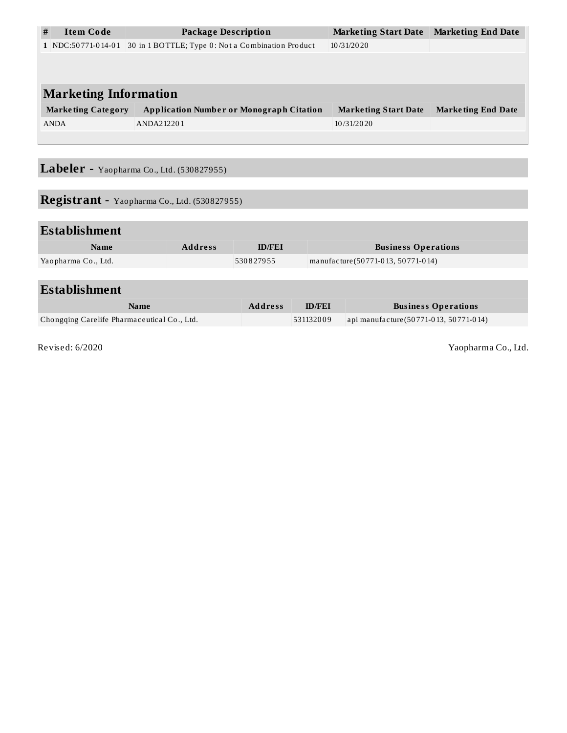| # | Item Code | Package Description | Marketing Start Date | Marketing End Date |
|---|---|---|---|---|
| 1 | NDC:50771-014-01 | 30 in 1 BOTTLE; Type 0: Not a Combination Product | 10/31/2020 | |

## Marketing Information

| Marketing Category | Application Number or Monograph Citation | Marketing Start Date | Marketing End Date |
|---|---|---|---|
| ANDA | ANDA212201 | 10/31/2020 | |

## Labeler - Yaopharma Co., Ltd. (530827955)

## Registrant - Yaopharma Co., Ltd. (530827955)

## Establishment

| Name | Address | ID/FEI | Business Operations |
|---|---|---|---|
| Yaopharma Co., Ltd. | | 530827955 | manufacture(50771-013, 50771-014) |

## Establishment

| Name | Address | ID/FEI | Business Operations |
|---|---|---|---|
| Chongqing Carelife Pharmaceutical Co., Ltd. | | 531132009 | api manufacture(50771-013, 50771-014) |

Revised: 6/2020

Yaopharma Co., Ltd.